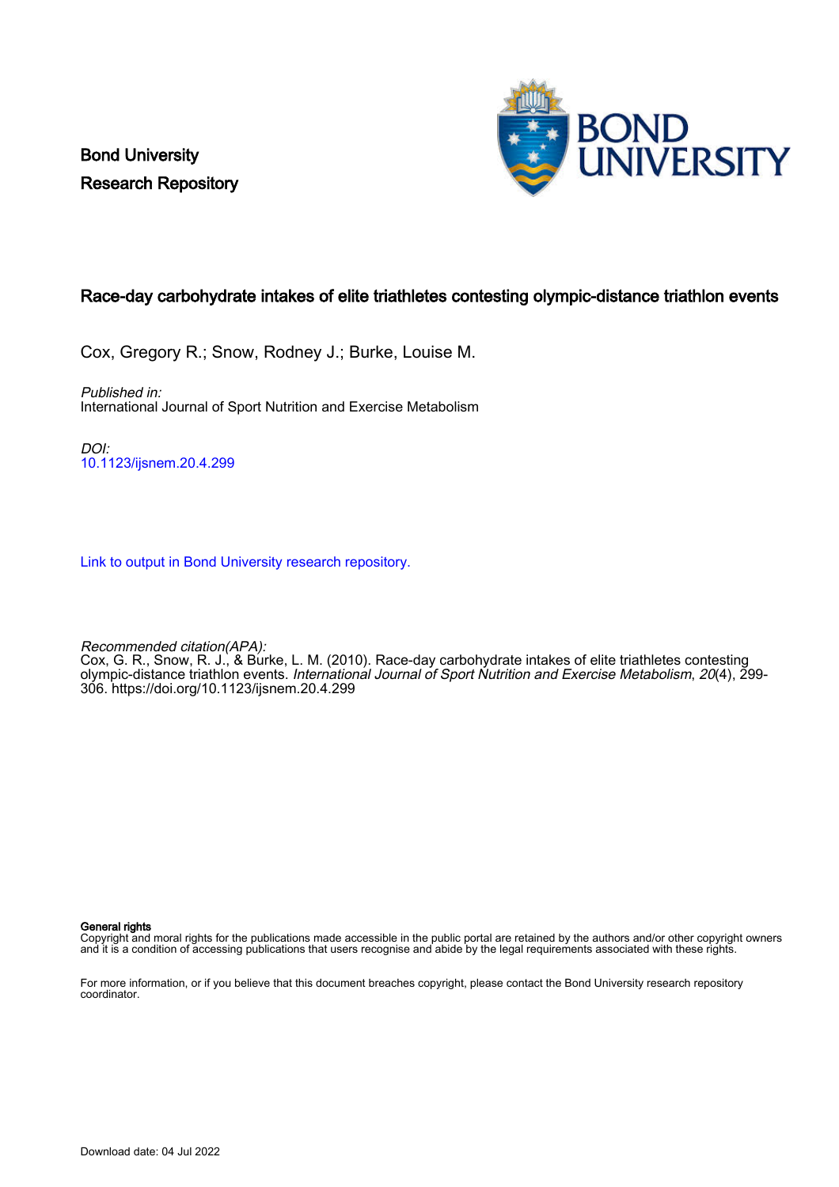Bond University
Research Repository

# Race-day carbohydrate intakes of elite triathletes contesting olympic-distance triathlon events

Cox, Gregory R.; Snow, Rodney J.; Burke, Louise M.

*Published in:*
International Journal of Sport Nutrition and Exercise Metabolism

*DOI:*
10.1123/ijsnem.20.4.299

Link to output in Bond University research repository.

*Recommended citation(APA):*
Cox, G. R., Snow, R. J., & Burke, L. M. (2010). Race-day carbohydrate intakes of elite triathletes contesting olympic-distance triathlon events. *International Journal of Sport Nutrition and Exercise Metabolism*, *20*(4), 299-306. https://doi.org/10.1123/ijsnem.20.4.299

**General rights**
Copyright and moral rights for the publications made accessible in the public portal are retained by the authors and/or other copyright owners and it is a condition of accessing publications that users recognise and abide by the legal requirements associated with these rights.

For more information, or if you believe that this document breaches copyright, please contact the Bond University research repository coordinator.

Download date: 04 Jul 2022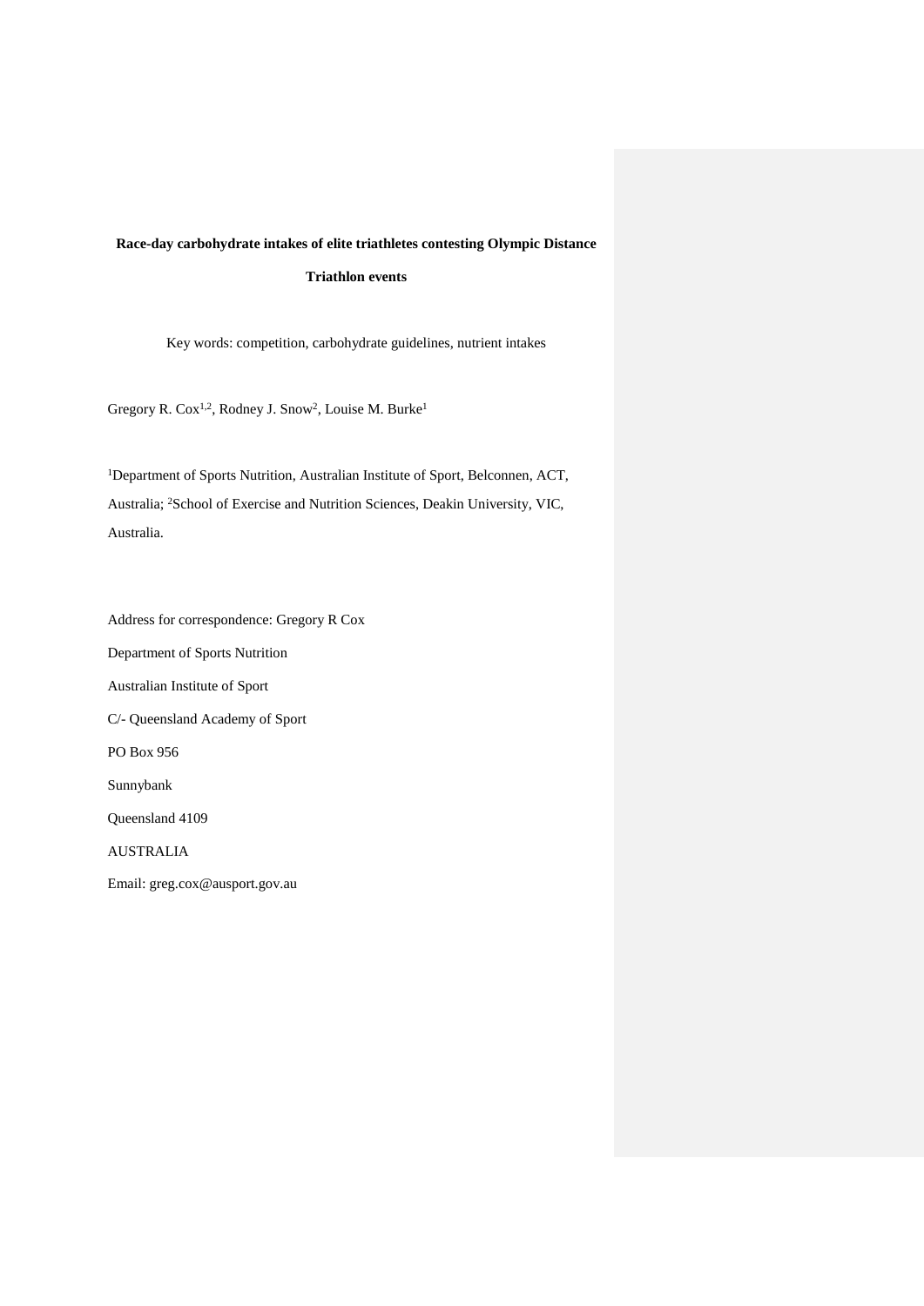**Race-day carbohydrate intakes of elite triathletes contesting Olympic Distance Triathlon events**

Key words: competition, carbohydrate guidelines, nutrient intakes

Gregory R. Cox[1,2], Rodney J. Snow[2], Louise M. Burke[1]

[1]Department of Sports Nutrition, Australian Institute of Sport, Belconnen, ACT, Australia; [2]School of Exercise and Nutrition Sciences, Deakin University, VIC, Australia.

Address for correspondence: Gregory R Cox

Department of Sports Nutrition

Australian Institute of Sport

C/- Queensland Academy of Sport

PO Box 956

Sunnybank

Queensland 4109

AUSTRALIA

Email: greg.cox@ausport.gov.au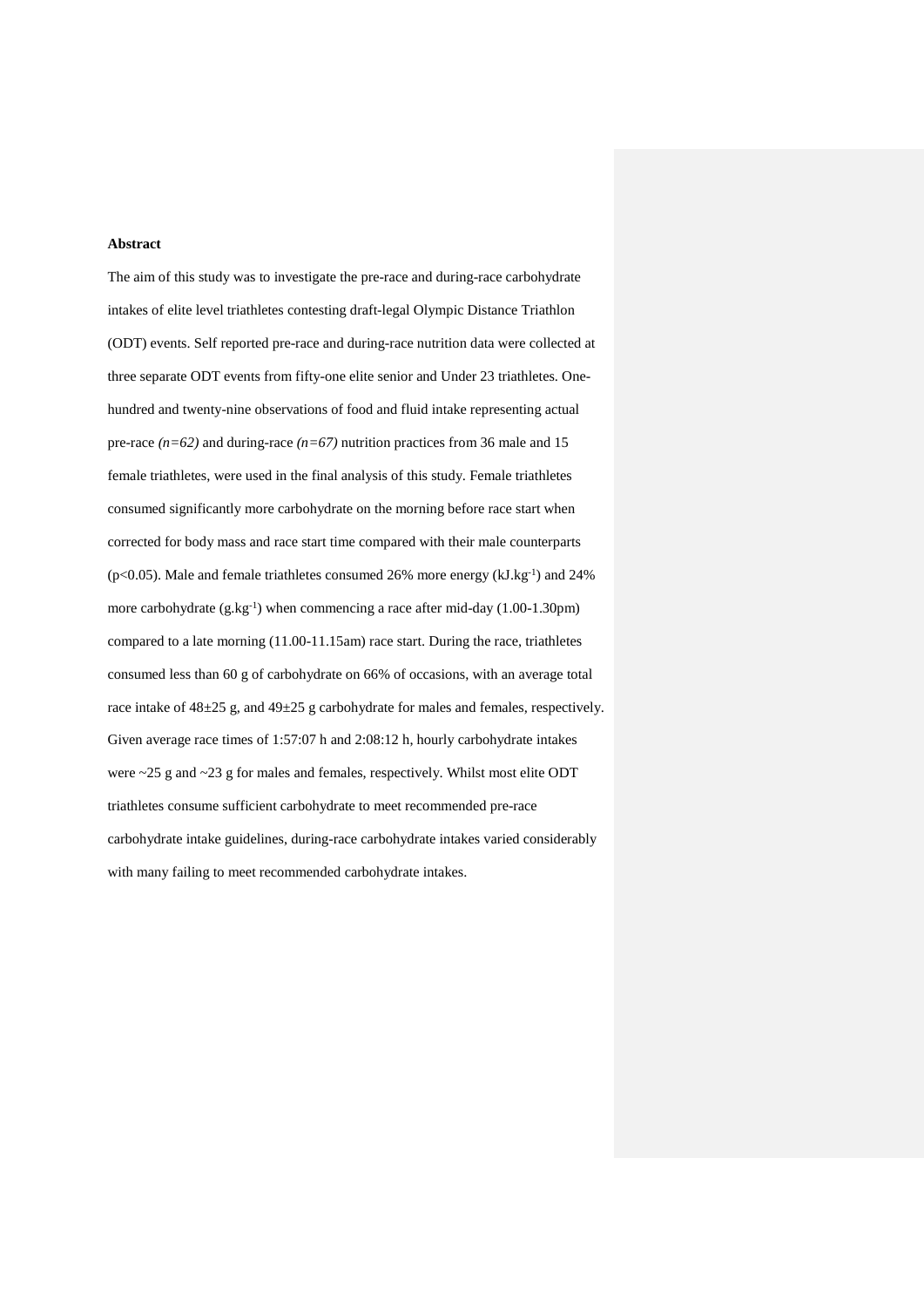**Abstract**

The aim of this study was to investigate the pre-race and during-race carbohydrate intakes of elite level triathletes contesting draft-legal Olympic Distance Triathlon (ODT) events. Self reported pre-race and during-race nutrition data were collected at three separate ODT events from fifty-one elite senior and Under 23 triathletes. One-hundred and twenty-nine observations of food and fluid intake representing actual pre-race *(n=62)* and during-race *(n=67)* nutrition practices from 36 male and 15 female triathletes, were used in the final analysis of this study. Female triathletes consumed significantly more carbohydrate on the morning before race start when corrected for body mass and race start time compared with their male counterparts ($p<0.05$). Male and female triathletes consumed 26% more energy ($kJ.kg^{-1}$) and 24% more carbohydrate ($g.kg^{-1}$) when commencing a race after mid-day (1.00-1.30pm) compared to a late morning (11.00-11.15am) race start. During the race, triathletes consumed less than 60 g of carbohydrate on 66% of occasions, with an average total race intake of 48±25 g, and 49±25 g carbohydrate for males and females, respectively. Given average race times of 1:57:07 h and 2:08:12 h, hourly carbohydrate intakes were ~25 g and ~23 g for males and females, respectively. Whilst most elite ODT triathletes consume sufficient carbohydrate to meet recommended pre-race carbohydrate intake guidelines, during-race carbohydrate intakes varied considerably with many failing to meet recommended carbohydrate intakes.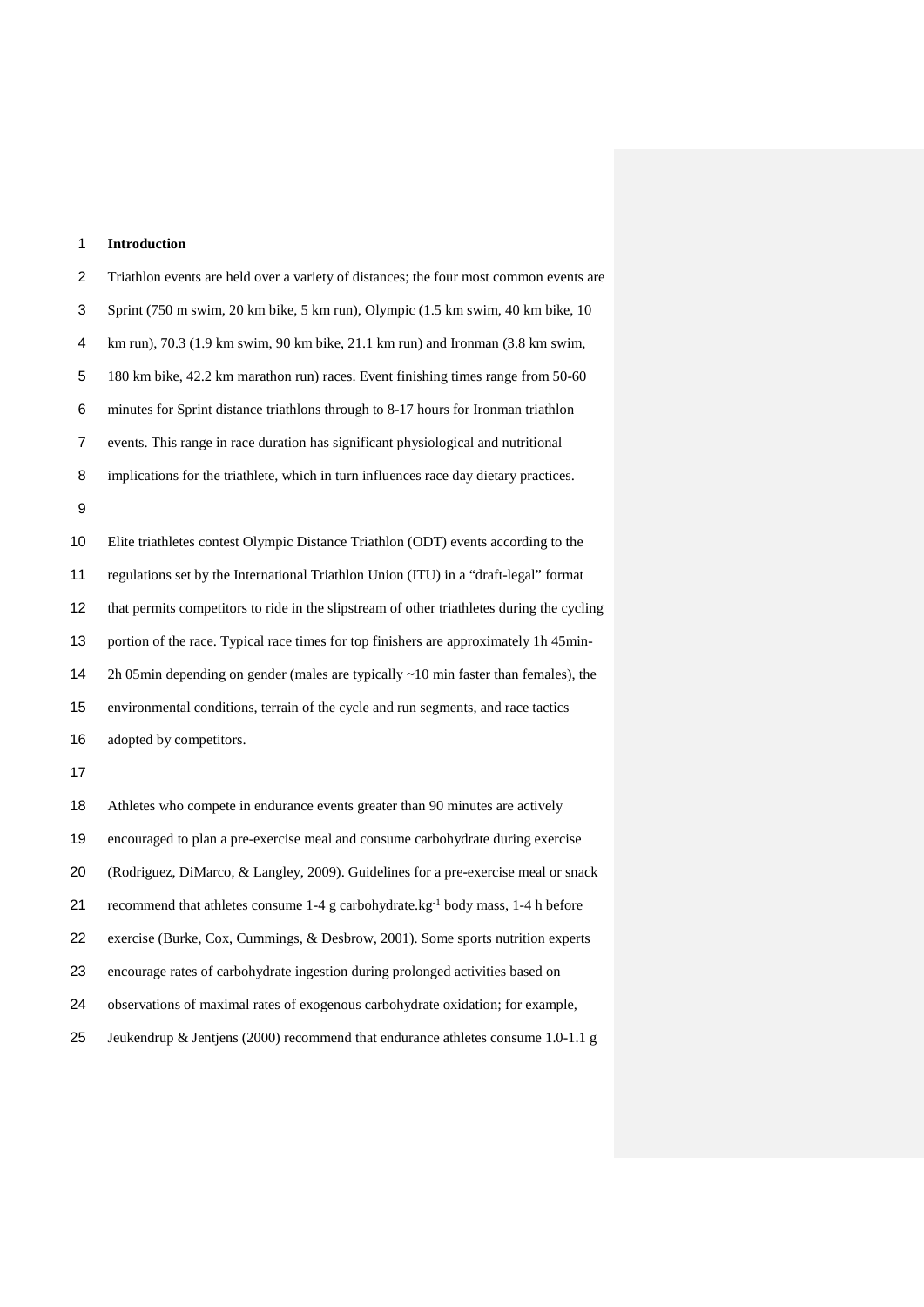## Introduction

Triathlon events are held over a variety of distances; the four most common events are Sprint (750 m swim, 20 km bike, 5 km run), Olympic (1.5 km swim, 40 km bike, 10 km run), 70.3 (1.9 km swim, 90 km bike, 21.1 km run) and Ironman (3.8 km swim, 180 km bike, 42.2 km marathon run) races. Event finishing times range from 50-60 minutes for Sprint distance triathlons through to 8-17 hours for Ironman triathlon events. This range in race duration has significant physiological and nutritional implications for the triathlete, which in turn influences race day dietary practices.

Elite triathletes contest Olympic Distance Triathlon (ODT) events according to the regulations set by the International Triathlon Union (ITU) in a "draft-legal" format that permits competitors to ride in the slipstream of other triathletes during the cycling portion of the race. Typical race times for top finishers are approximately 1h 45min-2h 05min depending on gender (males are typically ~10 min faster than females), the environmental conditions, terrain of the cycle and run segments, and race tactics adopted by competitors.

Athletes who compete in endurance events greater than 90 minutes are actively encouraged to plan a pre-exercise meal and consume carbohydrate during exercise (Rodriguez, DiMarco, & Langley, 2009). Guidelines for a pre-exercise meal or snack recommend that athletes consume 1-4 g carbohydrate.$kg^{-1}$ body mass, 1-4 h before exercise (Burke, Cox, Cummings, & Desbrow, 2001). Some sports nutrition experts encourage rates of carbohydrate ingestion during prolonged activities based on observations of maximal rates of exogenous carbohydrate oxidation; for example, Jeukendrup & Jentjens (2000) recommend that endurance athletes consume 1.0-1.1 g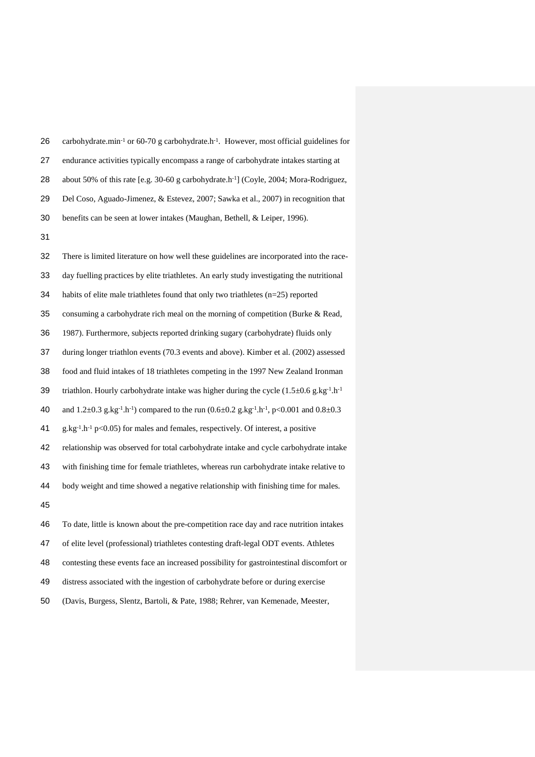carbohydrate.min$^{-1}$ or 60-70 g carbohydrate.h$^{-1}$. However, most official guidelines for endurance activities typically encompass a range of carbohydrate intakes starting at about 50% of this rate [e.g. 30-60 g carbohydrate.h$^{-1}$] (Coyle, 2004; Mora-Rodriguez, Del Coso, Aguado-Jimenez, & Estevez, 2007; Sawka et al., 2007) in recognition that benefits can be seen at lower intakes (Maughan, Bethell, & Leiper, 1996).

There is limited literature on how well these guidelines are incorporated into the race-day fuelling practices by elite triathletes. An early study investigating the nutritional habits of elite male triathletes found that only two triathletes (n=25) reported consuming a carbohydrate rich meal on the morning of competition (Burke & Read, 1987). Furthermore, subjects reported drinking sugary (carbohydrate) fluids only during longer triathlon events (70.3 events and above). Kimber et al. (2002) assessed food and fluid intakes of 18 triathletes competing in the 1997 New Zealand Ironman triathlon. Hourly carbohydrate intake was higher during the cycle (1.5±0.6 g.kg$^{-1}$.h$^{-1}$ and 1.2±0.3 g.kg$^{-1}$.h$^{-1}$) compared to the run (0.6±0.2 g.kg$^{-1}$.h$^{-1}$, $p<0.001$ and 0.8±0.3 g.kg$^{-1}$.h$^{-1}$ $p<0.05$) for males and females, respectively. Of interest, a positive relationship was observed for total carbohydrate intake and cycle carbohydrate intake with finishing time for female triathletes, whereas run carbohydrate intake relative to body weight and time showed a negative relationship with finishing time for males.

To date, little is known about the pre-competition race day and race nutrition intakes of elite level (professional) triathletes contesting draft-legal ODT events. Athletes contesting these events face an increased possibility for gastrointestinal discomfort or distress associated with the ingestion of carbohydrate before or during exercise (Davis, Burgess, Slentz, Bartoli, & Pate, 1988; Rehrer, van Kemenade, Meester,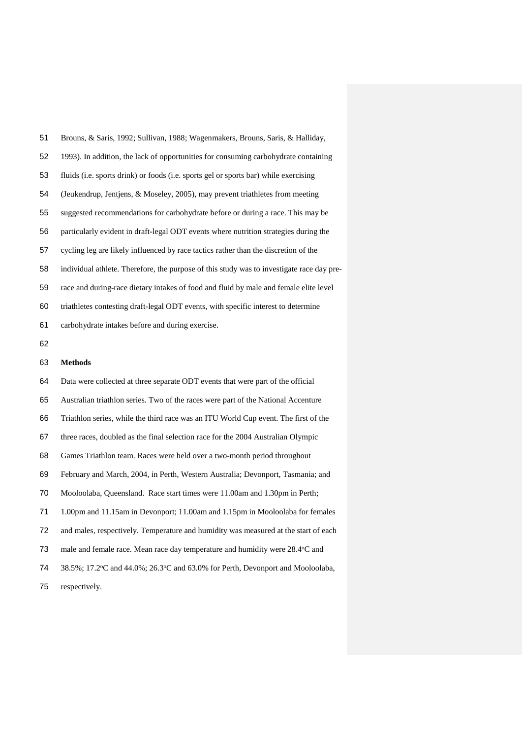Brouns, & Saris, 1992; Sullivan, 1988; Wagenmakers, Brouns, Saris, & Halliday, 1993). In addition, the lack of opportunities for consuming carbohydrate containing fluids (i.e. sports drink) or foods (i.e. sports gel or sports bar) while exercising (Jeukendrup, Jentjens, & Moseley, 2005), may prevent triathletes from meeting suggested recommendations for carbohydrate before or during a race. This may be particularly evident in draft-legal ODT events where nutrition strategies during the cycling leg are likely influenced by race tactics rather than the discretion of the individual athlete. Therefore, the purpose of this study was to investigate race day pre-race and during-race dietary intakes of food and fluid by male and female elite level triathletes contesting draft-legal ODT events, with specific interest to determine carbohydrate intakes before and during exercise.

## Methods

Data were collected at three separate ODT events that were part of the official Australian triathlon series. Two of the races were part of the National Accenture Triathlon series, while the third race was an ITU World Cup event. The first of the three races, doubled as the final selection race for the 2004 Australian Olympic Games Triathlon team. Races were held over a two-month period throughout February and March, 2004, in Perth, Western Australia; Devonport, Tasmania; and Mooloolaba, Queensland. Race start times were 11.00am and 1.30pm in Perth; 1.00pm and 11.15am in Devonport; 11.00am and 1.15pm in Mooloolaba for females and males, respectively. Temperature and humidity was measured at the start of each male and female race. Mean race day temperature and humidity were 28.4°C and 38.5%; 17.2°C and 44.0%; 26.3°C and 63.0% for Perth, Devonport and Mooloolaba, respectively.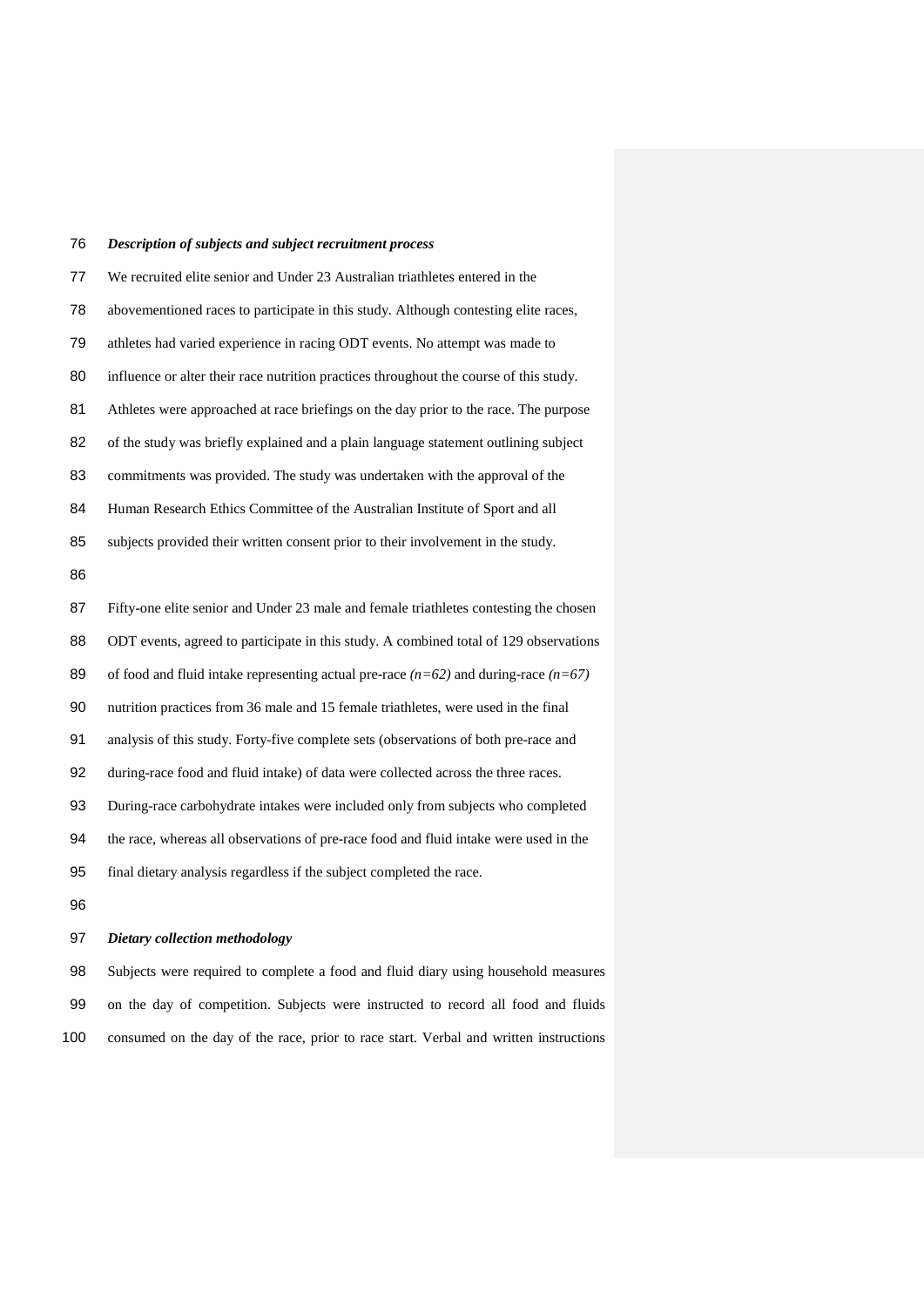***Description of subjects and subject recruitment process***

We recruited elite senior and Under 23 Australian triathletes entered in the abovementioned races to participate in this study. Although contesting elite races, athletes had varied experience in racing ODT events. No attempt was made to influence or alter their race nutrition practices throughout the course of this study. Athletes were approached at race briefings on the day prior to the race. The purpose of the study was briefly explained and a plain language statement outlining subject commitments was provided. The study was undertaken with the approval of the Human Research Ethics Committee of the Australian Institute of Sport and all subjects provided their written consent prior to their involvement in the study.

Fifty-one elite senior and Under 23 male and female triathletes contesting the chosen ODT events, agreed to participate in this study. A combined total of 129 observations of food and fluid intake representing actual pre-race *(n=62)* and during-race *(n=67)* nutrition practices from 36 male and 15 female triathletes, were used in the final analysis of this study. Forty-five complete sets (observations of both pre-race and during-race food and fluid intake) of data were collected across the three races. During-race carbohydrate intakes were included only from subjects who completed the race, whereas all observations of pre-race food and fluid intake were used in the final dietary analysis regardless if the subject completed the race.

***Dietary collection methodology***

Subjects were required to complete a food and fluid diary using household measures on the day of competition. Subjects were instructed to record all food and fluids consumed on the day of the race, prior to race start. Verbal and written instructions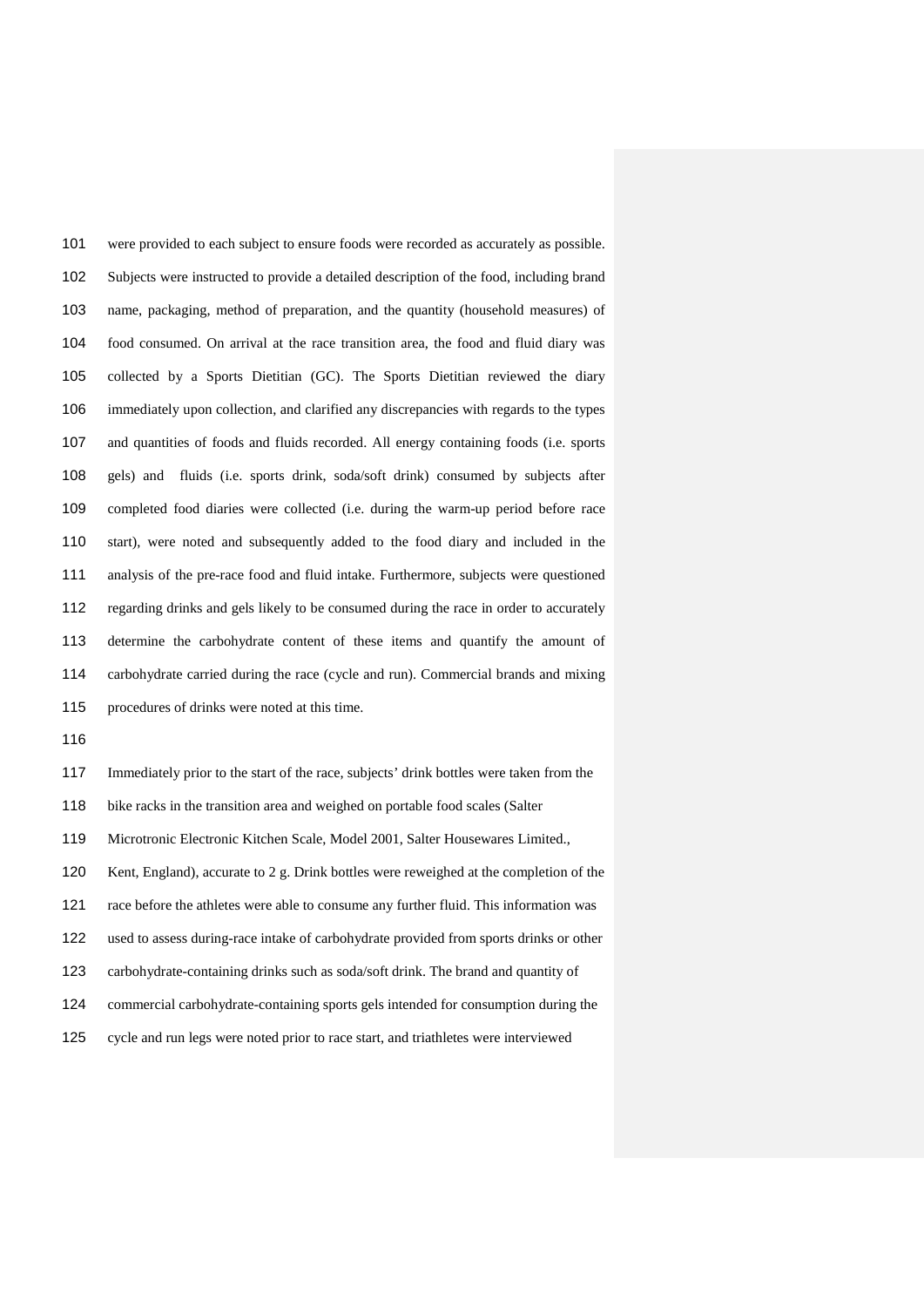were provided to each subject to ensure foods were recorded as accurately as possible. Subjects were instructed to provide a detailed description of the food, including brand name, packaging, method of preparation, and the quantity (household measures) of food consumed. On arrival at the race transition area, the food and fluid diary was collected by a Sports Dietitian (GC). The Sports Dietitian reviewed the diary immediately upon collection, and clarified any discrepancies with regards to the types and quantities of foods and fluids recorded. All energy containing foods (i.e. sports gels) and fluids (i.e. sports drink, soda/soft drink) consumed by subjects after completed food diaries were collected (i.e. during the warm-up period before race start), were noted and subsequently added to the food diary and included in the analysis of the pre-race food and fluid intake. Furthermore, subjects were questioned regarding drinks and gels likely to be consumed during the race in order to accurately determine the carbohydrate content of these items and quantify the amount of carbohydrate carried during the race (cycle and run). Commercial brands and mixing procedures of drinks were noted at this time.

Immediately prior to the start of the race, subjects' drink bottles were taken from the bike racks in the transition area and weighed on portable food scales (Salter Microtronic Electronic Kitchen Scale, Model 2001, Salter Housewares Limited., Kent, England), accurate to 2 g. Drink bottles were reweighed at the completion of the race before the athletes were able to consume any further fluid. This information was used to assess during-race intake of carbohydrate provided from sports drinks or other carbohydrate-containing drinks such as soda/soft drink. The brand and quantity of commercial carbohydrate-containing sports gels intended for consumption during the cycle and run legs were noted prior to race start, and triathletes were interviewed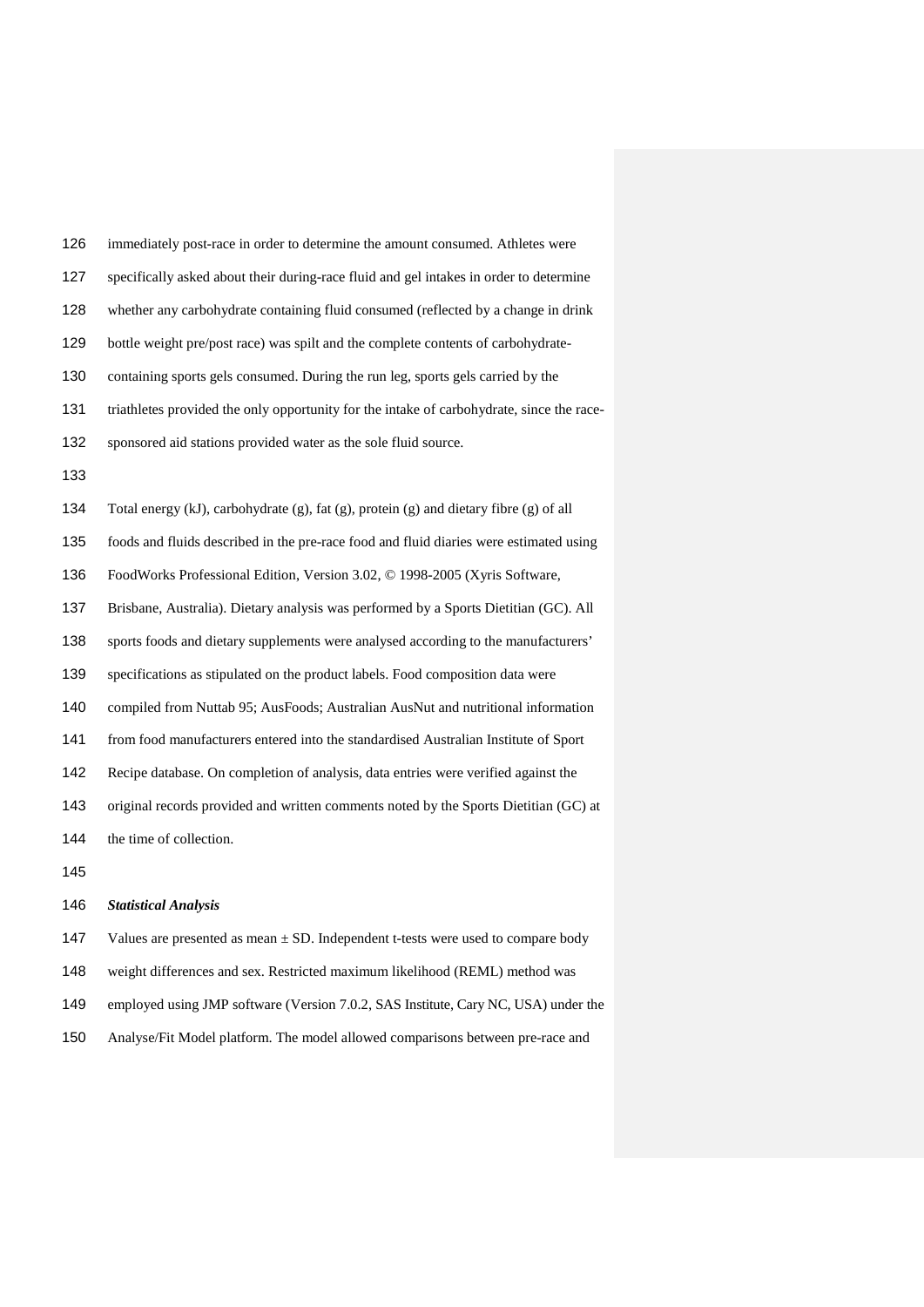immediately post-race in order to determine the amount consumed. Athletes were specifically asked about their during-race fluid and gel intakes in order to determine whether any carbohydrate containing fluid consumed (reflected by a change in drink bottle weight pre/post race) was spilt and the complete contents of carbohydrate-containing sports gels consumed. During the run leg, sports gels carried by the triathletes provided the only opportunity for the intake of carbohydrate, since the race-sponsored aid stations provided water as the sole fluid source.

Total energy (kJ), carbohydrate (g), fat (g), protein (g) and dietary fibre (g) of all foods and fluids described in the pre-race food and fluid diaries were estimated using FoodWorks Professional Edition, Version 3.02, © 1998-2005 (Xyris Software, Brisbane, Australia). Dietary analysis was performed by a Sports Dietitian (GC). All sports foods and dietary supplements were analysed according to the manufacturers' specifications as stipulated on the product labels. Food composition data were compiled from Nuttab 95; AusFoods; Australian AusNut and nutritional information from food manufacturers entered into the standardised Australian Institute of Sport Recipe database. On completion of analysis, data entries were verified against the original records provided and written comments noted by the Sports Dietitian (GC) at the time of collection.

***Statistical Analysis***

Values are presented as mean ± SD. Independent t-tests were used to compare body weight differences and sex. Restricted maximum likelihood (REML) method was employed using JMP software (Version 7.0.2, SAS Institute, Cary NC, USA) under the Analyse/Fit Model platform. The model allowed comparisons between pre-race and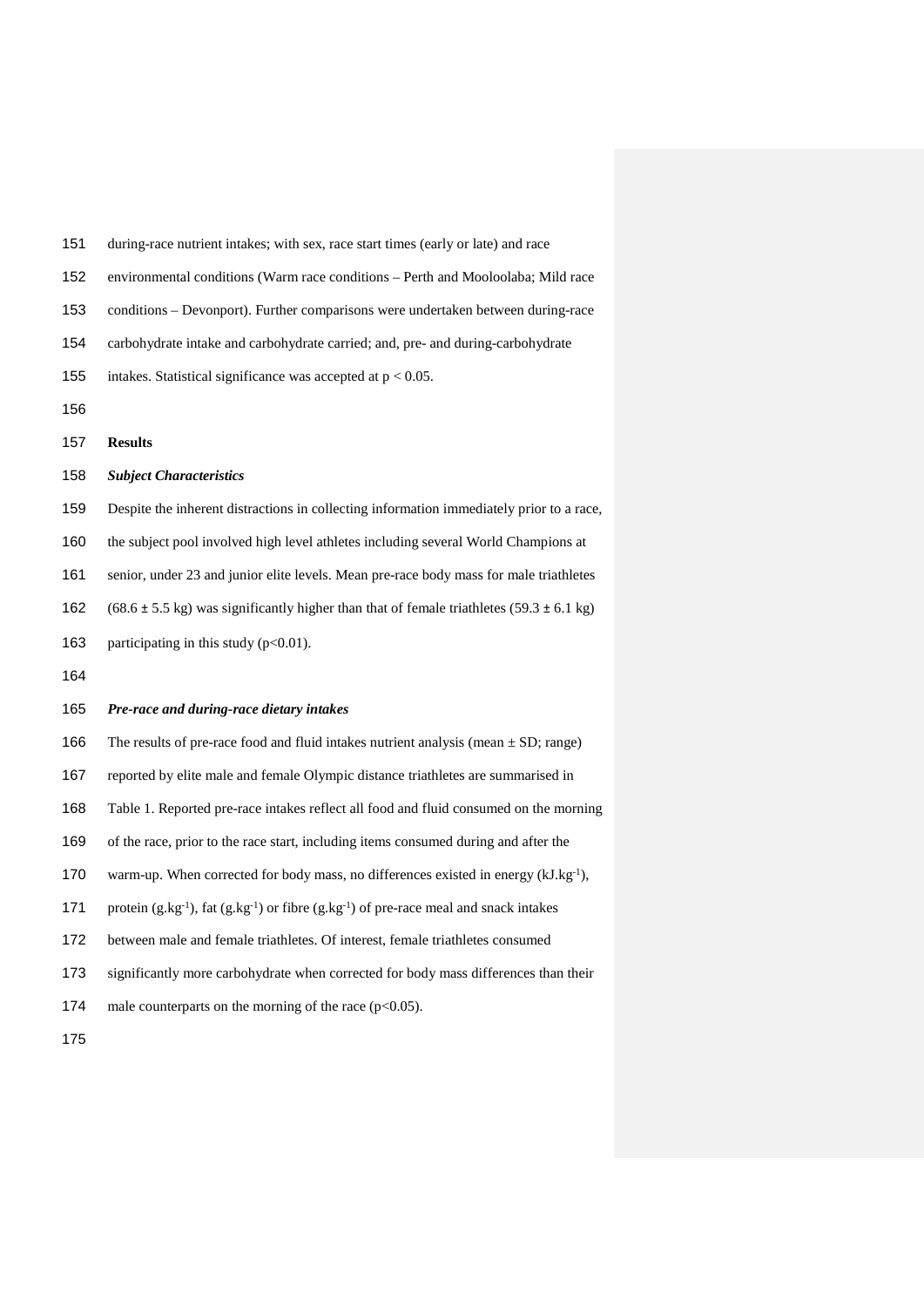during-race nutrient intakes; with sex, race start times (early or late) and race environmental conditions (Warm race conditions – Perth and Mooloolaba; Mild race conditions – Devonport). Further comparisons were undertaken between during-race carbohydrate intake and carbohydrate carried; and, pre- and during-carbohydrate intakes. Statistical significance was accepted at $p < 0.05$.

## Results

### *Subject Characteristics*

Despite the inherent distractions in collecting information immediately prior to a race, the subject pool involved high level athletes including several World Champions at senior, under 23 and junior elite levels. Mean pre-race body mass for male triathletes ($68.6 \pm 5.5$ kg) was significantly higher than that of female triathletes ($59.3 \pm 6.1$ kg) participating in this study ($p<0.01$).

### *Pre-race and during-race dietary intakes*

The results of pre-race food and fluid intakes nutrient analysis (mean ± SD; range) reported by elite male and female Olympic distance triathletes are summarised in Table 1. Reported pre-race intakes reflect all food and fluid consumed on the morning of the race, prior to the race start, including items consumed during and after the warm-up. When corrected for body mass, no differences existed in energy ($kJ.kg^{-1}$), protein ($g.kg^{-1}$), fat ($g.kg^{-1}$) or fibre ($g.kg^{-1}$) of pre-race meal and snack intakes between male and female triathletes. Of interest, female triathletes consumed significantly more carbohydrate when corrected for body mass differences than their male counterparts on the morning of the race ($p<0.05$).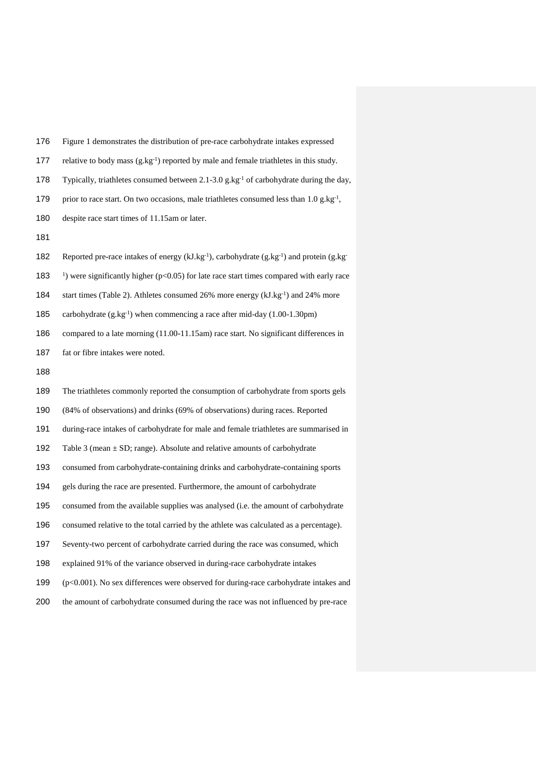Figure 1 demonstrates the distribution of pre-race carbohydrate intakes expressed relative to body mass ($g.kg^{-1}$) reported by male and female triathletes in this study. Typically, triathletes consumed between 2.1-3.0 $g.kg^{-1}$ of carbohydrate during the day, prior to race start. On two occasions, male triathletes consumed less than 1.0 $g.kg^{-1}$, despite race start times of 11.15am or later.

Reported pre-race intakes of energy ($kJ.kg^{-1}$), carbohydrate ($g.kg^{-1}$) and protein ($g.kg^{-1}$) were significantly higher ($p<0.05$) for late race start times compared with early race start times (Table 2). Athletes consumed 26% more energy ($kJ.kg^{-1}$) and 24% more carbohydrate ($g.kg^{-1}$) when commencing a race after mid-day (1.00-1.30pm) compared to a late morning (11.00-11.15am) race start. No significant differences in fat or fibre intakes were noted.

The triathletes commonly reported the consumption of carbohydrate from sports gels (84% of observations) and drinks (69% of observations) during races. Reported during-race intakes of carbohydrate for male and female triathletes are summarised in Table 3 (mean ± SD; range). Absolute and relative amounts of carbohydrate consumed from carbohydrate-containing drinks and carbohydrate-containing sports gels during the race are presented. Furthermore, the amount of carbohydrate consumed from the available supplies was analysed (i.e. the amount of carbohydrate consumed relative to the total carried by the athlete was calculated as a percentage). Seventy-two percent of carbohydrate carried during the race was consumed, which explained 91% of the variance observed in during-race carbohydrate intakes ($p<0.001$). No sex differences were observed for during-race carbohydrate intakes and the amount of carbohydrate consumed during the race was not influenced by pre-race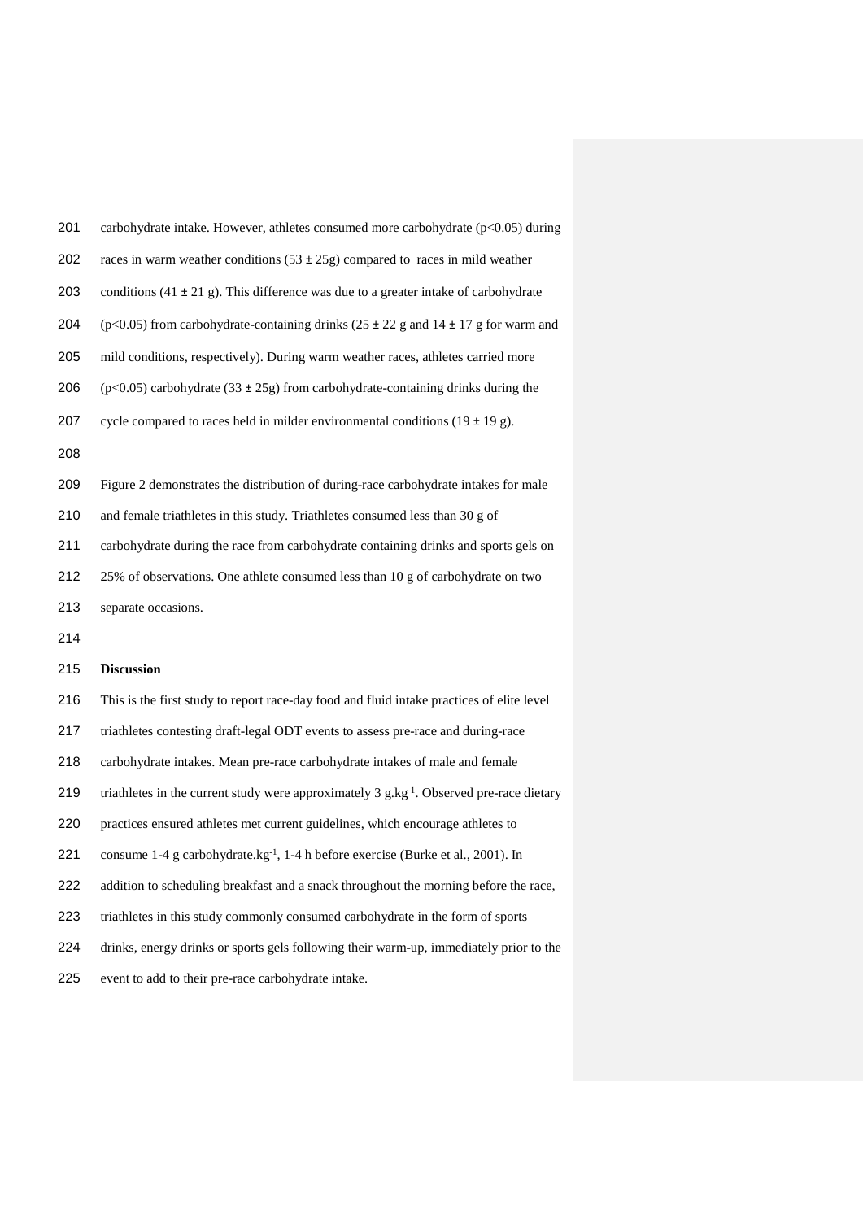carbohydrate intake. However, athletes consumed more carbohydrate ($p<0.05$) during races in warm weather conditions (53 ± 25g) compared to races in mild weather conditions (41 ± 21 g). This difference was due to a greater intake of carbohydrate ($p<0.05$) from carbohydrate-containing drinks (25 ± 22 g and 14 ± 17 g for warm and mild conditions, respectively). During warm weather races, athletes carried more ($p<0.05$) carbohydrate (33 ± 25g) from carbohydrate-containing drinks during the cycle compared to races held in milder environmental conditions (19 ± 19 g).

Figure 2 demonstrates the distribution of during-race carbohydrate intakes for male and female triathletes in this study. Triathletes consumed less than 30 g of carbohydrate during the race from carbohydrate containing drinks and sports gels on 25% of observations. One athlete consumed less than 10 g of carbohydrate on two separate occasions.

## Discussion

This is the first study to report race-day food and fluid intake practices of elite level triathletes contesting draft-legal ODT events to assess pre-race and during-race carbohydrate intakes. Mean pre-race carbohydrate intakes of male and female triathletes in the current study were approximately 3 $g.kg^{-1}$. Observed pre-race dietary practices ensured athletes met current guidelines, which encourage athletes to consume 1-4 g $carbohydrate.kg^{-1}$, 1-4 h before exercise (Burke et al., 2001). In addition to scheduling breakfast and a snack throughout the morning before the race, triathletes in this study commonly consumed carbohydrate in the form of sports drinks, energy drinks or sports gels following their warm-up, immediately prior to the event to add to their pre-race carbohydrate intake.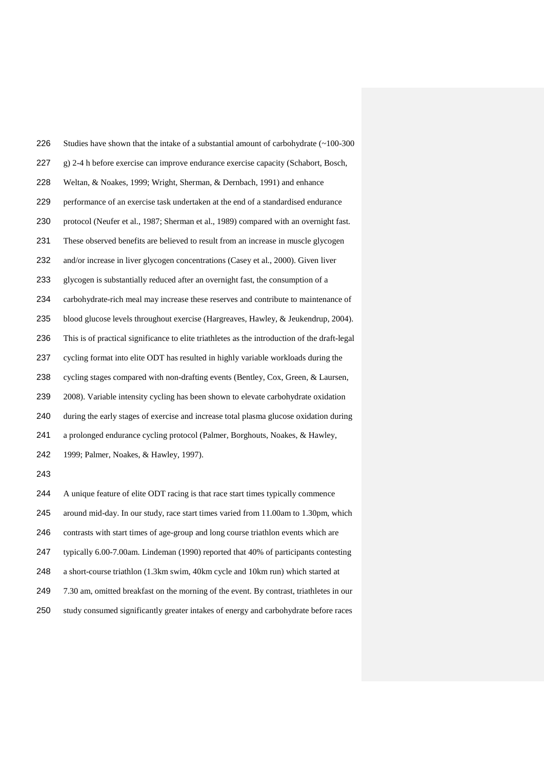Studies have shown that the intake of a substantial amount of carbohydrate (~100-300 g) 2-4 h before exercise can improve endurance exercise capacity (Schabort, Bosch, Weltan, & Noakes, 1999; Wright, Sherman, & Dernbach, 1991) and enhance performance of an exercise task undertaken at the end of a standardised endurance protocol (Neufer et al., 1987; Sherman et al., 1989) compared with an overnight fast. These observed benefits are believed to result from an increase in muscle glycogen and/or increase in liver glycogen concentrations (Casey et al., 2000). Given liver glycogen is substantially reduced after an overnight fast, the consumption of a carbohydrate-rich meal may increase these reserves and contribute to maintenance of blood glucose levels throughout exercise (Hargreaves, Hawley, & Jeukendrup, 2004). This is of practical significance to elite triathletes as the introduction of the draft-legal cycling format into elite ODT has resulted in highly variable workloads during the cycling stages compared with non-drafting events (Bentley, Cox, Green, & Laursen, 2008). Variable intensity cycling has been shown to elevate carbohydrate oxidation during the early stages of exercise and increase total plasma glucose oxidation during a prolonged endurance cycling protocol (Palmer, Borghouts, Noakes, & Hawley, 1999; Palmer, Noakes, & Hawley, 1997).

A unique feature of elite ODT racing is that race start times typically commence around mid-day. In our study, race start times varied from 11.00am to 1.30pm, which contrasts with start times of age-group and long course triathlon events which are typically 6.00-7.00am. Lindeman (1990) reported that 40% of participants contesting a short-course triathlon (1.3km swim, 40km cycle and 10km run) which started at 7.30 am, omitted breakfast on the morning of the event. By contrast, triathletes in our study consumed significantly greater intakes of energy and carbohydrate before races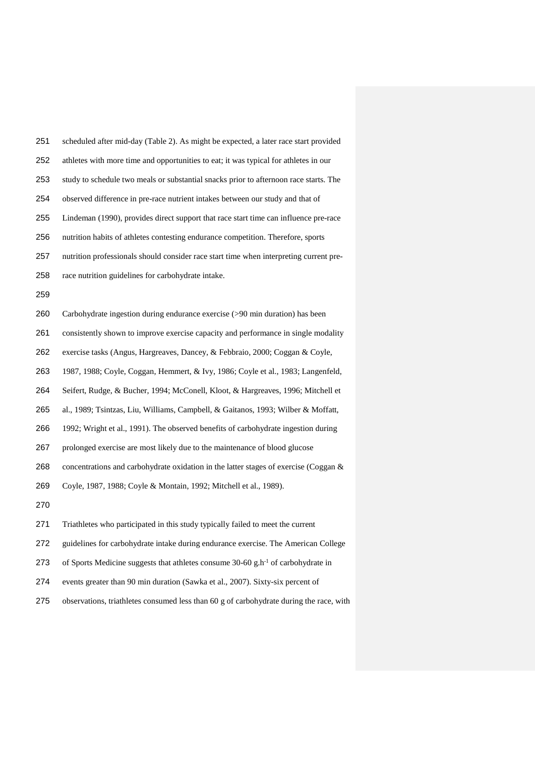scheduled after mid-day (Table 2). As might be expected, a later race start provided athletes with more time and opportunities to eat; it was typical for athletes in our study to schedule two meals or substantial snacks prior to afternoon race starts. The observed difference in pre-race nutrient intakes between our study and that of Lindeman (1990), provides direct support that race start time can influence pre-race nutrition habits of athletes contesting endurance competition. Therefore, sports nutrition professionals should consider race start time when interpreting current pre-race nutrition guidelines for carbohydrate intake.

Carbohydrate ingestion during endurance exercise (>90 min duration) has been consistently shown to improve exercise capacity and performance in single modality exercise tasks (Angus, Hargreaves, Dancey, & Febbraio, 2000; Coggan & Coyle, 1987, 1988; Coyle, Coggan, Hemmert, & Ivy, 1986; Coyle et al., 1983; Langenfeld, Seifert, Rudge, & Bucher, 1994; McConell, Kloot, & Hargreaves, 1996; Mitchell et al., 1989; Tsintzas, Liu, Williams, Campbell, & Gaitanos, 1993; Wilber & Moffatt, 1992; Wright et al., 1991). The observed benefits of carbohydrate ingestion during prolonged exercise are most likely due to the maintenance of blood glucose concentrations and carbohydrate oxidation in the latter stages of exercise (Coggan & Coyle, 1987, 1988; Coyle & Montain, 1992; Mitchell et al., 1989).

Triathletes who participated in this study typically failed to meet the current guidelines for carbohydrate intake during endurance exercise. The American College of Sports Medicine suggests that athletes consume 30-60 $g.h^{-1}$ of carbohydrate in events greater than 90 min duration (Sawka et al., 2007). Sixty-six percent of observations, triathletes consumed less than 60 g of carbohydrate during the race, with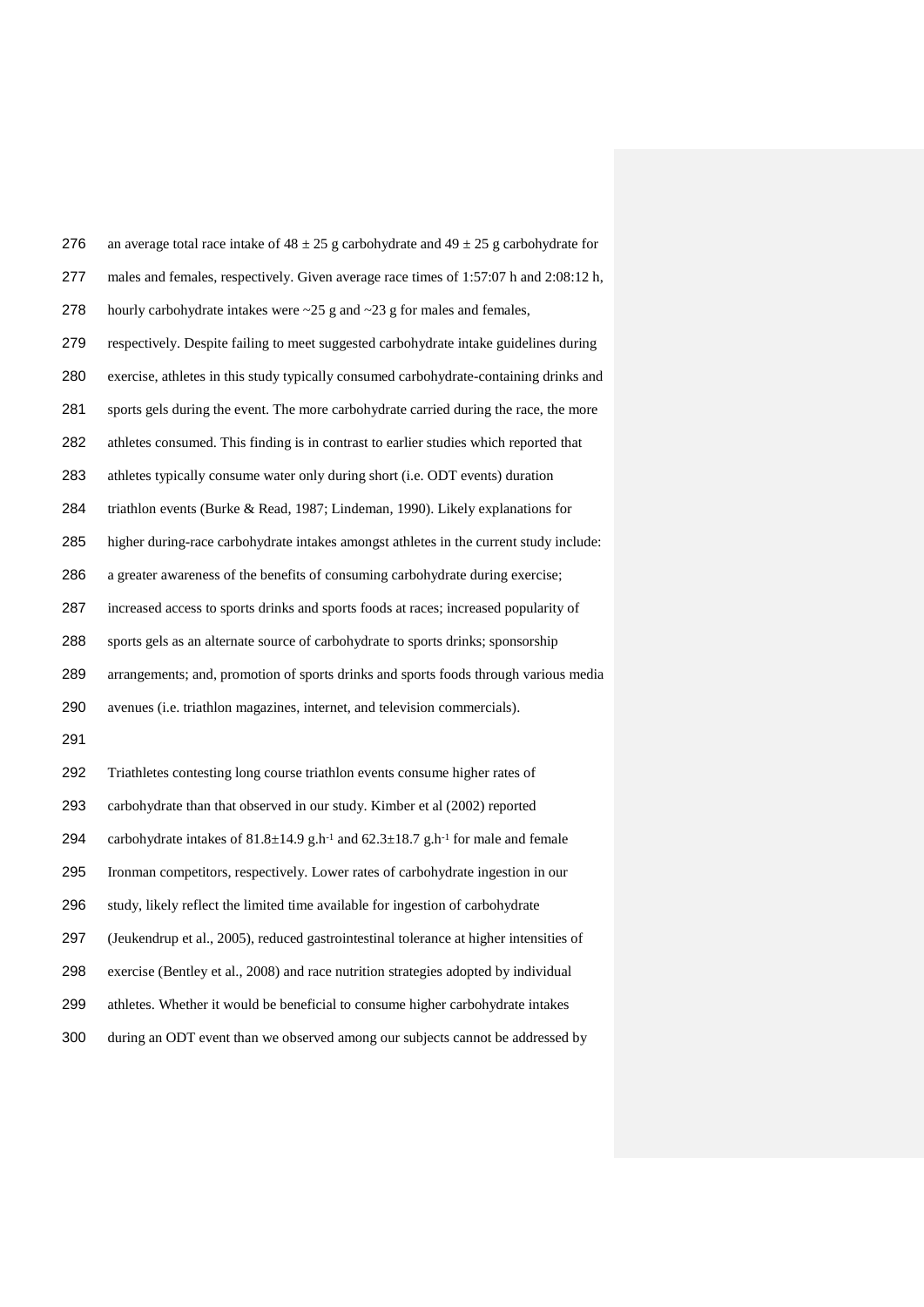an average total race intake of $48 \pm 25$ g carbohydrate and $49 \pm 25$ g carbohydrate for males and females, respectively. Given average race times of 1:57:07 h and 2:08:12 h, hourly carbohydrate intakes were ~25 g and ~23 g for males and females, respectively. Despite failing to meet suggested carbohydrate intake guidelines during exercise, athletes in this study typically consumed carbohydrate-containing drinks and sports gels during the event. The more carbohydrate carried during the race, the more athletes consumed. This finding is in contrast to earlier studies which reported that athletes typically consume water only during short (i.e. ODT events) duration triathlon events (Burke & Read, 1987; Lindeman, 1990). Likely explanations for higher during-race carbohydrate intakes amongst athletes in the current study include: a greater awareness of the benefits of consuming carbohydrate during exercise; increased access to sports drinks and sports foods at races; increased popularity of sports gels as an alternate source of carbohydrate to sports drinks; sponsorship arrangements; and, promotion of sports drinks and sports foods through various media avenues (i.e. triathlon magazines, internet, and television commercials).

Triathletes contesting long course triathlon events consume higher rates of carbohydrate than that observed in our study. Kimber et al (2002) reported carbohydrate intakes of $81.8 \pm 14.9$ $g.h^{-1}$ and $62.3 \pm 18.7$ $g.h^{-1}$ for male and female Ironman competitors, respectively. Lower rates of carbohydrate ingestion in our study, likely reflect the limited time available for ingestion of carbohydrate (Jeukendrup et al., 2005), reduced gastrointestinal tolerance at higher intensities of exercise (Bentley et al., 2008) and race nutrition strategies adopted by individual athletes. Whether it would be beneficial to consume higher carbohydrate intakes during an ODT event than we observed among our subjects cannot be addressed by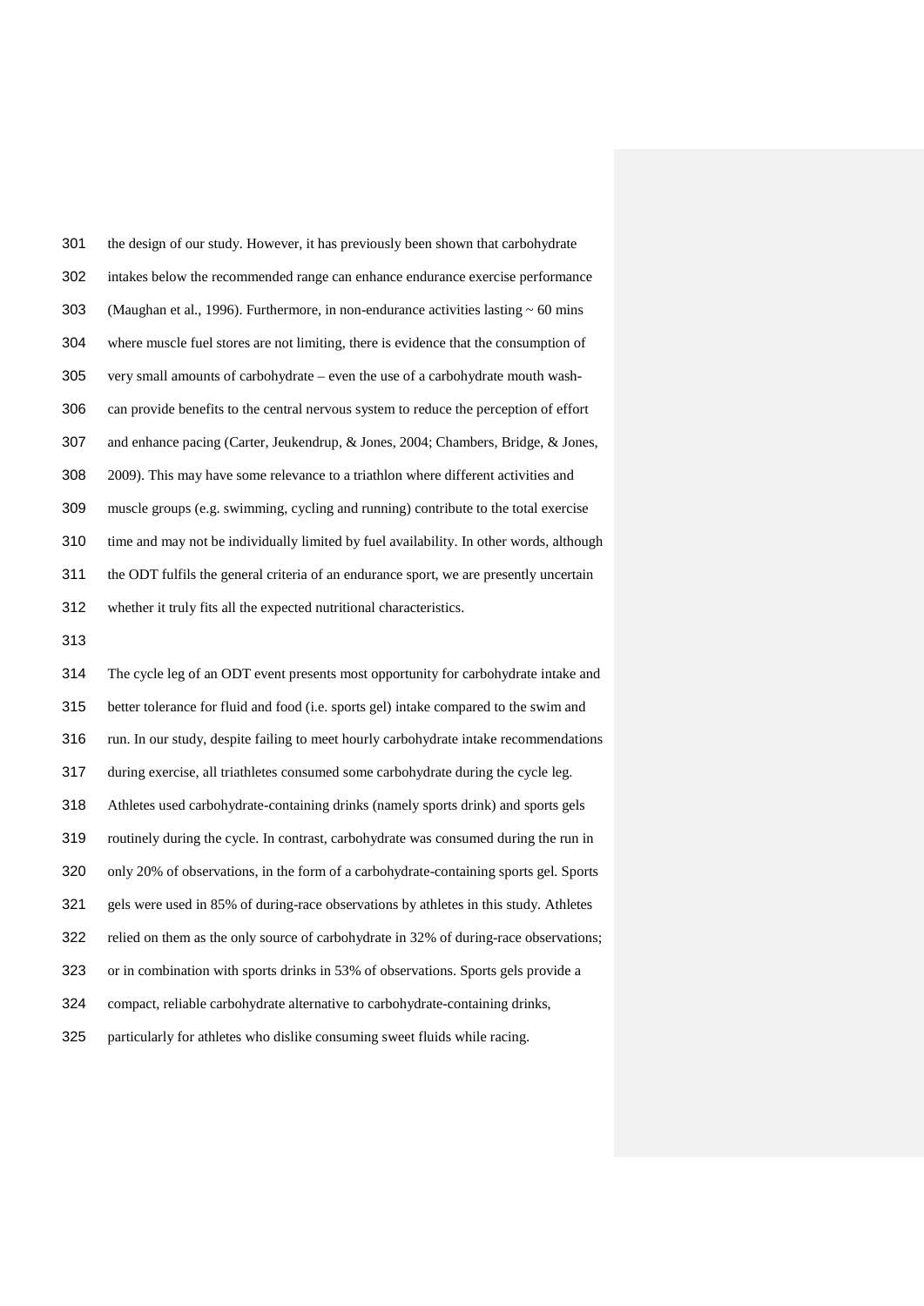the design of our study. However, it has previously been shown that carbohydrate intakes below the recommended range can enhance endurance exercise performance (Maughan et al., 1996). Furthermore, in non-endurance activities lasting ~ 60 mins where muscle fuel stores are not limiting, there is evidence that the consumption of very small amounts of carbohydrate – even the use of a carbohydrate mouth wash- can provide benefits to the central nervous system to reduce the perception of effort and enhance pacing (Carter, Jeukendrup, & Jones, 2004; Chambers, Bridge, & Jones, 2009). This may have some relevance to a triathlon where different activities and muscle groups (e.g. swimming, cycling and running) contribute to the total exercise time and may not be individually limited by fuel availability. In other words, although the ODT fulfils the general criteria of an endurance sport, we are presently uncertain whether it truly fits all the expected nutritional characteristics.

The cycle leg of an ODT event presents most opportunity for carbohydrate intake and better tolerance for fluid and food (i.e. sports gel) intake compared to the swim and run. In our study, despite failing to meet hourly carbohydrate intake recommendations during exercise, all triathletes consumed some carbohydrate during the cycle leg. Athletes used carbohydrate-containing drinks (namely sports drink) and sports gels routinely during the cycle. In contrast, carbohydrate was consumed during the run in only 20% of observations, in the form of a carbohydrate-containing sports gel. Sports gels were used in 85% of during-race observations by athletes in this study. Athletes relied on them as the only source of carbohydrate in 32% of during-race observations; or in combination with sports drinks in 53% of observations. Sports gels provide a compact, reliable carbohydrate alternative to carbohydrate-containing drinks, particularly for athletes who dislike consuming sweet fluids while racing.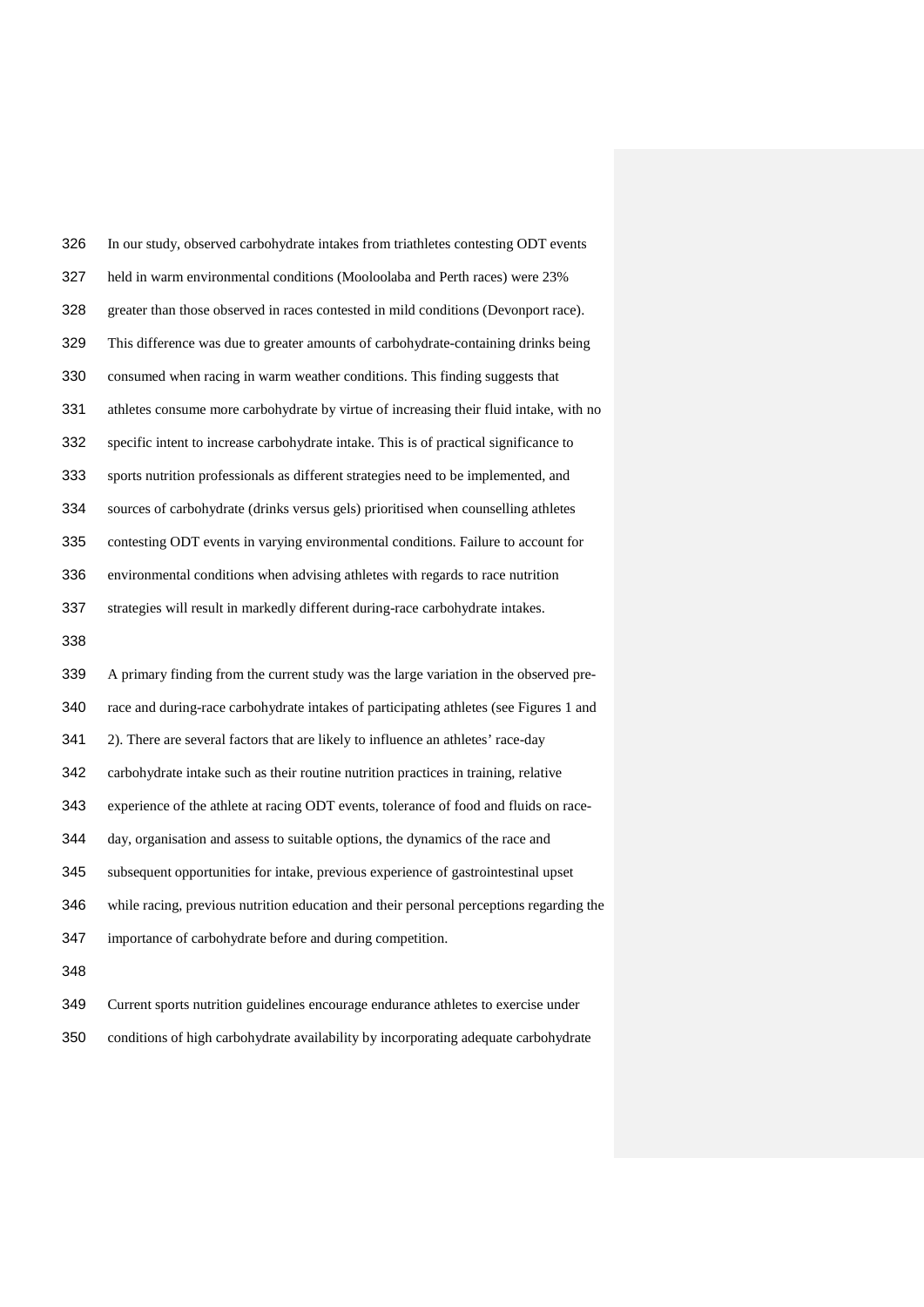In our study, observed carbohydrate intakes from triathletes contesting ODT events held in warm environmental conditions (Mooloolaba and Perth races) were 23% greater than those observed in races contested in mild conditions (Devonport race). This difference was due to greater amounts of carbohydrate-containing drinks being consumed when racing in warm weather conditions. This finding suggests that athletes consume more carbohydrate by virtue of increasing their fluid intake, with no specific intent to increase carbohydrate intake. This is of practical significance to sports nutrition professionals as different strategies need to be implemented, and sources of carbohydrate (drinks versus gels) prioritised when counselling athletes contesting ODT events in varying environmental conditions. Failure to account for environmental conditions when advising athletes with regards to race nutrition strategies will result in markedly different during-race carbohydrate intakes.

A primary finding from the current study was the large variation in the observed pre-race and during-race carbohydrate intakes of participating athletes (see Figures 1 and 2). There are several factors that are likely to influence an athletes' race-day carbohydrate intake such as their routine nutrition practices in training, relative experience of the athlete at racing ODT events, tolerance of food and fluids on race-day, organisation and assess to suitable options, the dynamics of the race and subsequent opportunities for intake, previous experience of gastrointestinal upset while racing, previous nutrition education and their personal perceptions regarding the importance of carbohydrate before and during competition.

Current sports nutrition guidelines encourage endurance athletes to exercise under conditions of high carbohydrate availability by incorporating adequate carbohydrate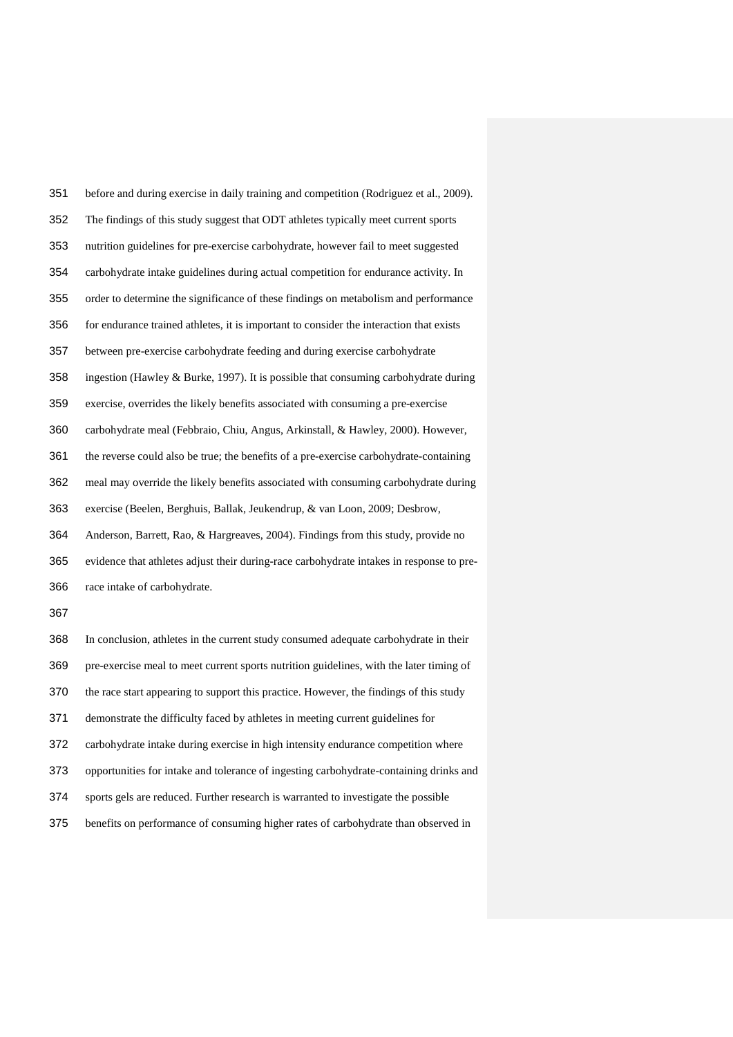before and during exercise in daily training and competition (Rodriguez et al., 2009). The findings of this study suggest that ODT athletes typically meet current sports nutrition guidelines for pre-exercise carbohydrate, however fail to meet suggested carbohydrate intake guidelines during actual competition for endurance activity. In order to determine the significance of these findings on metabolism and performance for endurance trained athletes, it is important to consider the interaction that exists between pre-exercise carbohydrate feeding and during exercise carbohydrate ingestion (Hawley & Burke, 1997). It is possible that consuming carbohydrate during exercise, overrides the likely benefits associated with consuming a pre-exercise carbohydrate meal (Febbraio, Chiu, Angus, Arkinstall, & Hawley, 2000). However, the reverse could also be true; the benefits of a pre-exercise carbohydrate-containing meal may override the likely benefits associated with consuming carbohydrate during exercise (Beelen, Berghuis, Ballak, Jeukendrup, & van Loon, 2009; Desbrow, Anderson, Barrett, Rao, & Hargreaves, 2004). Findings from this study, provide no evidence that athletes adjust their during-race carbohydrate intakes in response to pre-race intake of carbohydrate.

In conclusion, athletes in the current study consumed adequate carbohydrate in their pre-exercise meal to meet current sports nutrition guidelines, with the later timing of the race start appearing to support this practice. However, the findings of this study demonstrate the difficulty faced by athletes in meeting current guidelines for carbohydrate intake during exercise in high intensity endurance competition where opportunities for intake and tolerance of ingesting carbohydrate-containing drinks and sports gels are reduced. Further research is warranted to investigate the possible benefits on performance of consuming higher rates of carbohydrate than observed in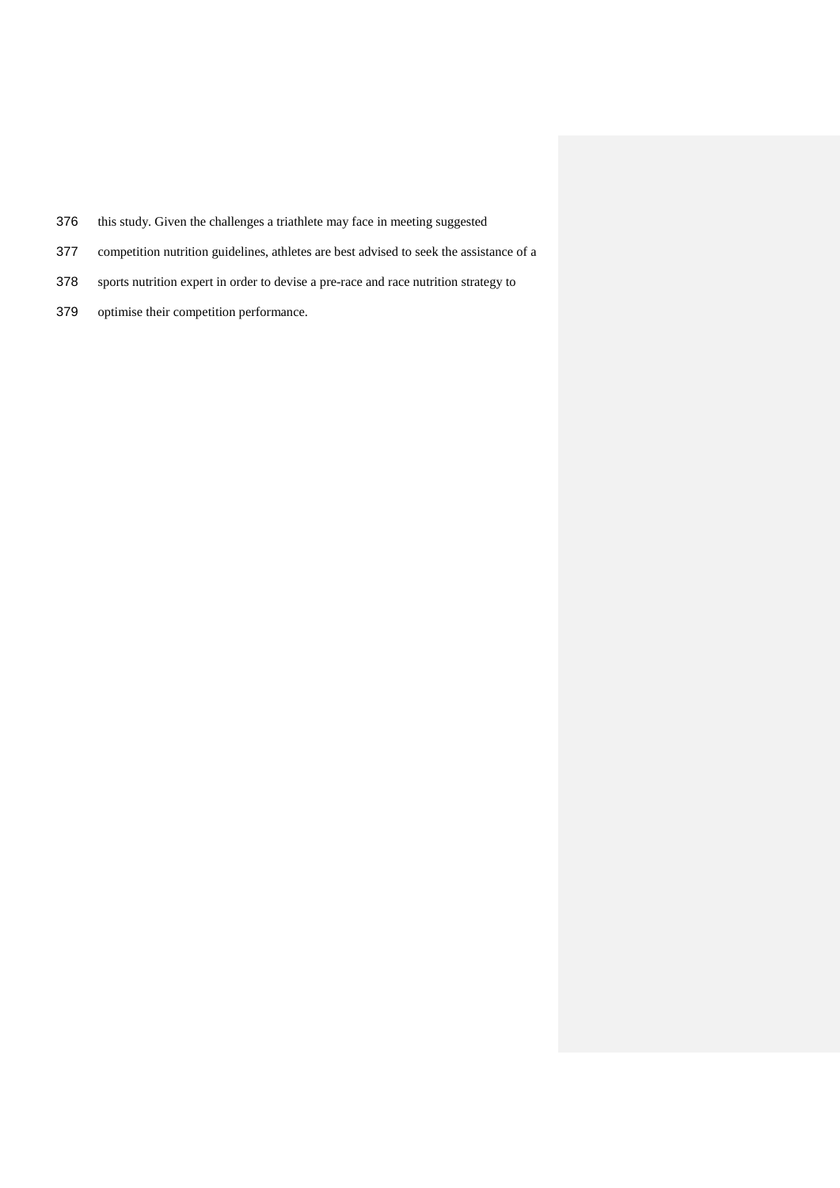this study. Given the challenges a triathlete may face in meeting suggested competition nutrition guidelines, athletes are best advised to seek the assistance of a sports nutrition expert in order to devise a pre-race and race nutrition strategy to optimise their competition performance.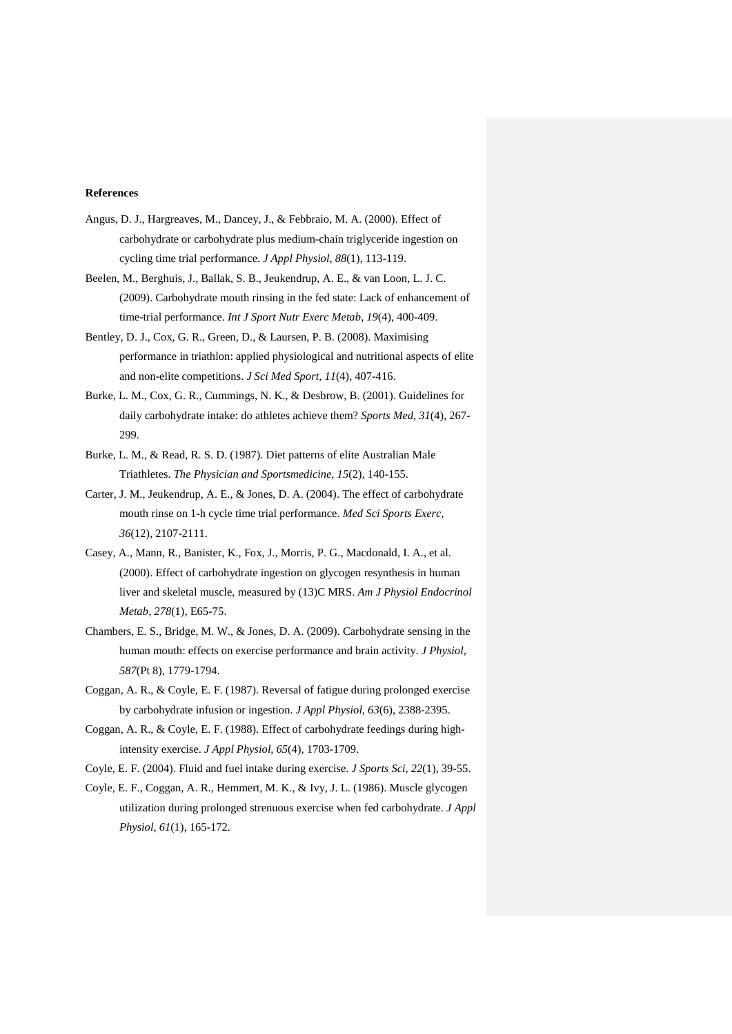**References**

Angus, D. J., Hargreaves, M., Dancey, J., & Febbraio, M. A. (2000). Effect of carbohydrate or carbohydrate plus medium-chain triglyceride ingestion on cycling time trial performance. *J Appl Physiol, 88*(1), 113-119.

Beelen, M., Berghuis, J., Ballak, S. B., Jeukendrup, A. E., & van Loon, L. J. C. (2009). Carbohydrate mouth rinsing in the fed state: Lack of enhancement of time-trial performance. *Int J Sport Nutr Exerc Metab, 19*(4), 400-409.

Bentley, D. J., Cox, G. R., Green, D., & Laursen, P. B. (2008). Maximising performance in triathlon: applied physiological and nutritional aspects of elite and non-elite competitions. *J Sci Med Sport, 11*(4), 407-416.

Burke, L. M., Cox, G. R., Cummings, N. K., & Desbrow, B. (2001). Guidelines for daily carbohydrate intake: do athletes achieve them? *Sports Med, 31*(4), 267-299.

Burke, L. M., & Read, R. S. D. (1987). Diet patterns of elite Australian Male Triathletes. *The Physician and Sportsmedicine, 15*(2), 140-155.

Carter, J. M., Jeukendrup, A. E., & Jones, D. A. (2004). The effect of carbohydrate mouth rinse on 1-h cycle time trial performance. *Med Sci Sports Exerc, 36*(12), 2107-2111.

Casey, A., Mann, R., Banister, K., Fox, J., Morris, P. G., Macdonald, I. A., et al. (2000). Effect of carbohydrate ingestion on glycogen resynthesis in human liver and skeletal muscle, measured by (13)C MRS. *Am J Physiol Endocrinol Metab, 278*(1), E65-75.

Chambers, E. S., Bridge, M. W., & Jones, D. A. (2009). Carbohydrate sensing in the human mouth: effects on exercise performance and brain activity. *J Physiol, 587*(Pt 8), 1779-1794.

Coggan, A. R., & Coyle, E. F. (1987). Reversal of fatigue during prolonged exercise by carbohydrate infusion or ingestion. *J Appl Physiol, 63*(6), 2388-2395.

Coggan, A. R., & Coyle, E. F. (1988). Effect of carbohydrate feedings during high-intensity exercise. *J Appl Physiol, 65*(4), 1703-1709.

Coyle, E. F. (2004). Fluid and fuel intake during exercise. *J Sports Sci, 22*(1), 39-55.

Coyle, E. F., Coggan, A. R., Hemmert, M. K., & Ivy, J. L. (1986). Muscle glycogen utilization during prolonged strenuous exercise when fed carbohydrate. *J Appl Physiol, 61*(1), 165-172.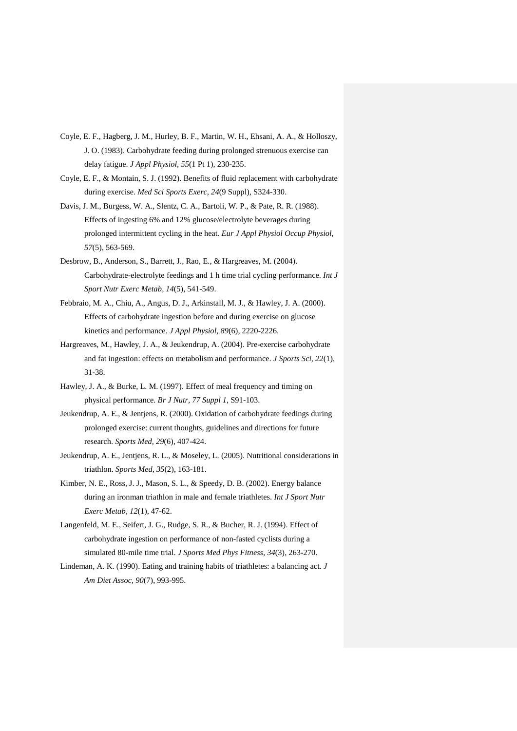Coyle, E. F., Hagberg, J. M., Hurley, B. F., Martin, W. H., Ehsani, A. A., & Holloszy, J. O. (1983). Carbohydrate feeding during prolonged strenuous exercise can delay fatigue. *J Appl Physiol, 55*(1 Pt 1), 230-235.

Coyle, E. F., & Montain, S. J. (1992). Benefits of fluid replacement with carbohydrate during exercise. *Med Sci Sports Exerc, 24*(9 Suppl), S324-330.

Davis, J. M., Burgess, W. A., Slentz, C. A., Bartoli, W. P., & Pate, R. R. (1988). Effects of ingesting 6% and 12% glucose/electrolyte beverages during prolonged intermittent cycling in the heat. *Eur J Appl Physiol Occup Physiol, 57*(5), 563-569.

Desbrow, B., Anderson, S., Barrett, J., Rao, E., & Hargreaves, M. (2004). Carbohydrate-electrolyte feedings and 1 h time trial cycling performance. *Int J Sport Nutr Exerc Metab, 14*(5), 541-549.

Febbraio, M. A., Chiu, A., Angus, D. J., Arkinstall, M. J., & Hawley, J. A. (2000). Effects of carbohydrate ingestion before and during exercise on glucose kinetics and performance. *J Appl Physiol, 89*(6), 2220-2226.

Hargreaves, M., Hawley, J. A., & Jeukendrup, A. (2004). Pre-exercise carbohydrate and fat ingestion: effects on metabolism and performance. *J Sports Sci, 22*(1), 31-38.

Hawley, J. A., & Burke, L. M. (1997). Effect of meal frequency and timing on physical performance. *Br J Nutr, 77 Suppl 1*, S91-103.

Jeukendrup, A. E., & Jentjens, R. (2000). Oxidation of carbohydrate feedings during prolonged exercise: current thoughts, guidelines and directions for future research. *Sports Med, 29*(6), 407-424.

Jeukendrup, A. E., Jentjens, R. L., & Moseley, L. (2005). Nutritional considerations in triathlon. *Sports Med, 35*(2), 163-181.

Kimber, N. E., Ross, J. J., Mason, S. L., & Speedy, D. B. (2002). Energy balance during an ironman triathlon in male and female triathletes. *Int J Sport Nutr Exerc Metab, 12*(1), 47-62.

Langenfeld, M. E., Seifert, J. G., Rudge, S. R., & Bucher, R. J. (1994). Effect of carbohydrate ingestion on performance of non-fasted cyclists during a simulated 80-mile time trial. *J Sports Med Phys Fitness, 34*(3), 263-270.

Lindeman, A. K. (1990). Eating and training habits of triathletes: a balancing act. *J Am Diet Assoc, 90*(7), 993-995.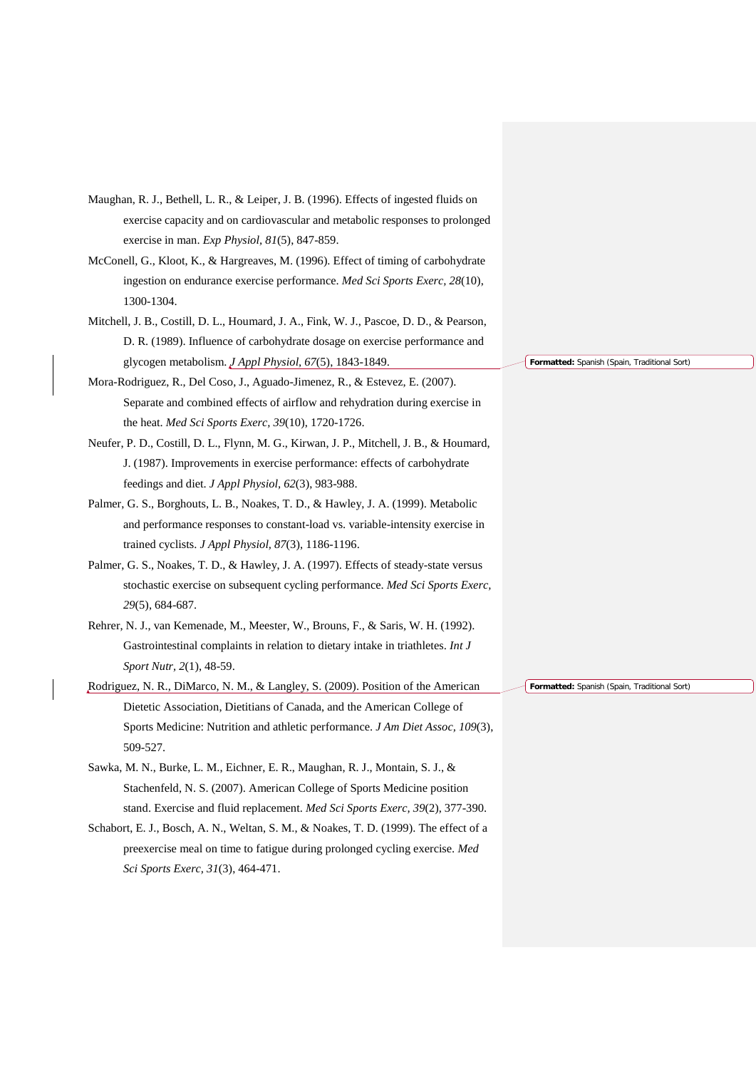Maughan, R. J., Bethell, L. R., & Leiper, J. B. (1996). Effects of ingested fluids on exercise capacity and on cardiovascular and metabolic responses to prolonged exercise in man. *Exp Physiol, 81*(5), 847-859.

McConell, G., Kloot, K., & Hargreaves, M. (1996). Effect of timing of carbohydrate ingestion on endurance exercise performance. *Med Sci Sports Exerc, 28*(10), 1300-1304.

Mitchell, J. B., Costill, D. L., Houmard, J. A., Fink, W. J., Pascoe, D. D., & Pearson, D. R. (1989). Influence of carbohydrate dosage on exercise performance and glycogen metabolism. *J Appl Physiol, 67*(5), 1843-1849.

Mora-Rodriguez, R., Del Coso, J., Aguado-Jimenez, R., & Estevez, E. (2007). Separate and combined effects of airflow and rehydration during exercise in the heat. *Med Sci Sports Exerc, 39*(10), 1720-1726.

Neufer, P. D., Costill, D. L., Flynn, M. G., Kirwan, J. P., Mitchell, J. B., & Houmard, J. (1987). Improvements in exercise performance: effects of carbohydrate feedings and diet. *J Appl Physiol, 62*(3), 983-988.

Palmer, G. S., Borghouts, L. B., Noakes, T. D., & Hawley, J. A. (1999). Metabolic and performance responses to constant-load vs. variable-intensity exercise in trained cyclists. *J Appl Physiol, 87*(3), 1186-1196.

Palmer, G. S., Noakes, T. D., & Hawley, J. A. (1997). Effects of steady-state versus stochastic exercise on subsequent cycling performance. *Med Sci Sports Exerc, 29*(5), 684-687.

Rehrer, N. J., van Kemenade, M., Meester, W., Brouns, F., & Saris, W. H. (1992). Gastrointestinal complaints in relation to dietary intake in triathletes. *Int J Sport Nutr, 2*(1), 48-59.

Rodriguez, N. R., DiMarco, N. M., & Langley, S. (2009). Position of the American Dietetic Association, Dietitians of Canada, and the American College of Sports Medicine: Nutrition and athletic performance. *J Am Diet Assoc, 109*(3), 509-527.

Sawka, M. N., Burke, L. M., Eichner, E. R., Maughan, R. J., Montain, S. J., & Stachenfeld, N. S. (2007). American College of Sports Medicine position stand. Exercise and fluid replacement. *Med Sci Sports Exerc, 39*(2), 377-390.

Schabort, E. J., Bosch, A. N., Weltan, S. M., & Noakes, T. D. (1999). The effect of a preexercise meal on time to fatigue during prolonged cycling exercise. *Med Sci Sports Exerc, 31*(3), 464-471.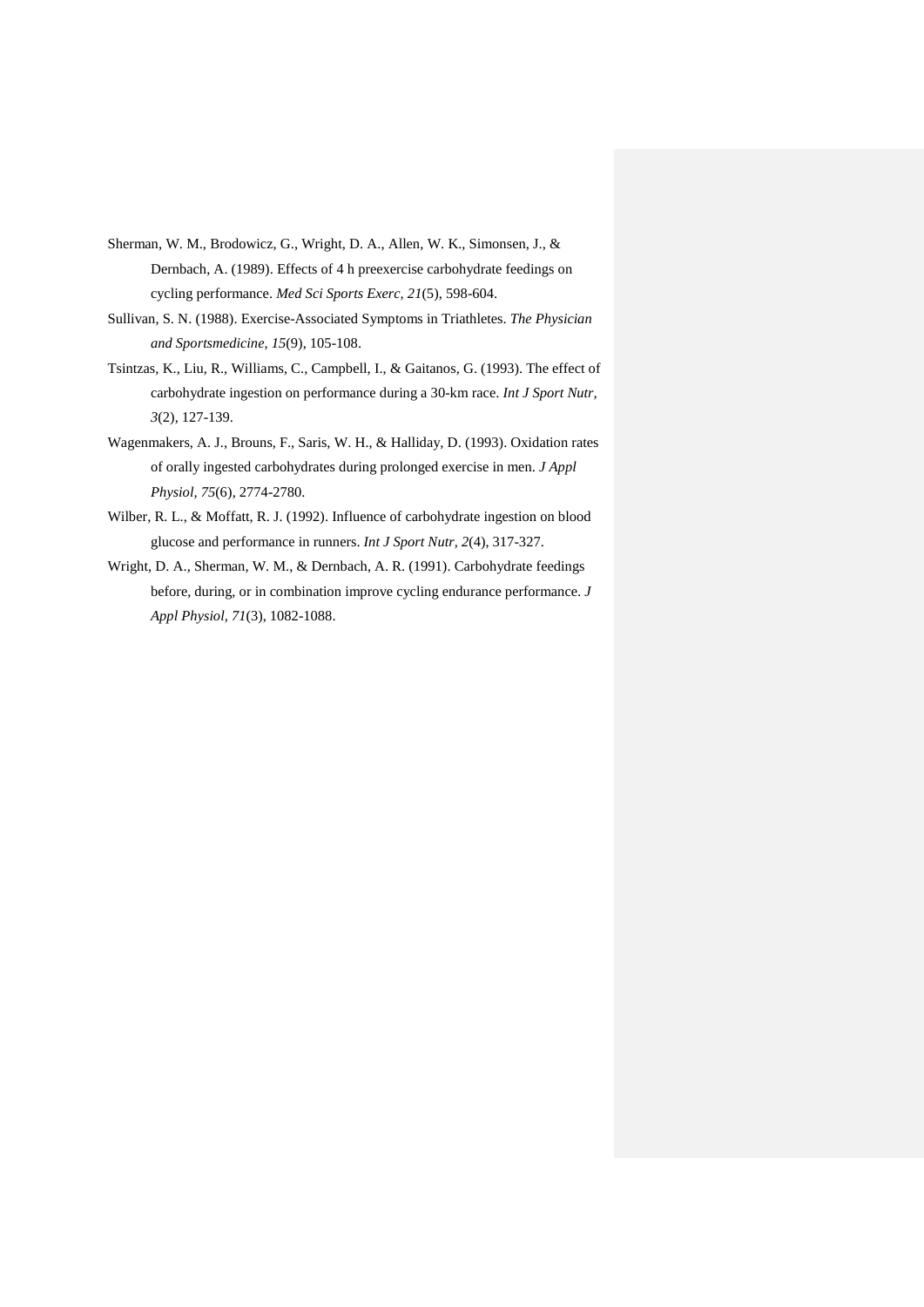Sherman, W. M., Brodowicz, G., Wright, D. A., Allen, W. K., Simonsen, J., & Dernbach, A. (1989). Effects of 4 h preexercise carbohydrate feedings on cycling performance. *Med Sci Sports Exerc, 21*(5), 598-604.

Sullivan, S. N. (1988). Exercise-Associated Symptoms in Triathletes. *The Physician and Sportsmedicine, 15*(9), 105-108.

Tsintzas, K., Liu, R., Williams, C., Campbell, I., & Gaitanos, G. (1993). The effect of carbohydrate ingestion on performance during a 30-km race. *Int J Sport Nutr, 3*(2), 127-139.

Wagenmakers, A. J., Brouns, F., Saris, W. H., & Halliday, D. (1993). Oxidation rates of orally ingested carbohydrates during prolonged exercise in men. *J Appl Physiol, 75*(6), 2774-2780.

Wilber, R. L., & Moffatt, R. J. (1992). Influence of carbohydrate ingestion on blood glucose and performance in runners. *Int J Sport Nutr, 2*(4), 317-327.

Wright, D. A., Sherman, W. M., & Dernbach, A. R. (1991). Carbohydrate feedings before, during, or in combination improve cycling endurance performance. *J Appl Physiol, 71*(3), 1082-1088.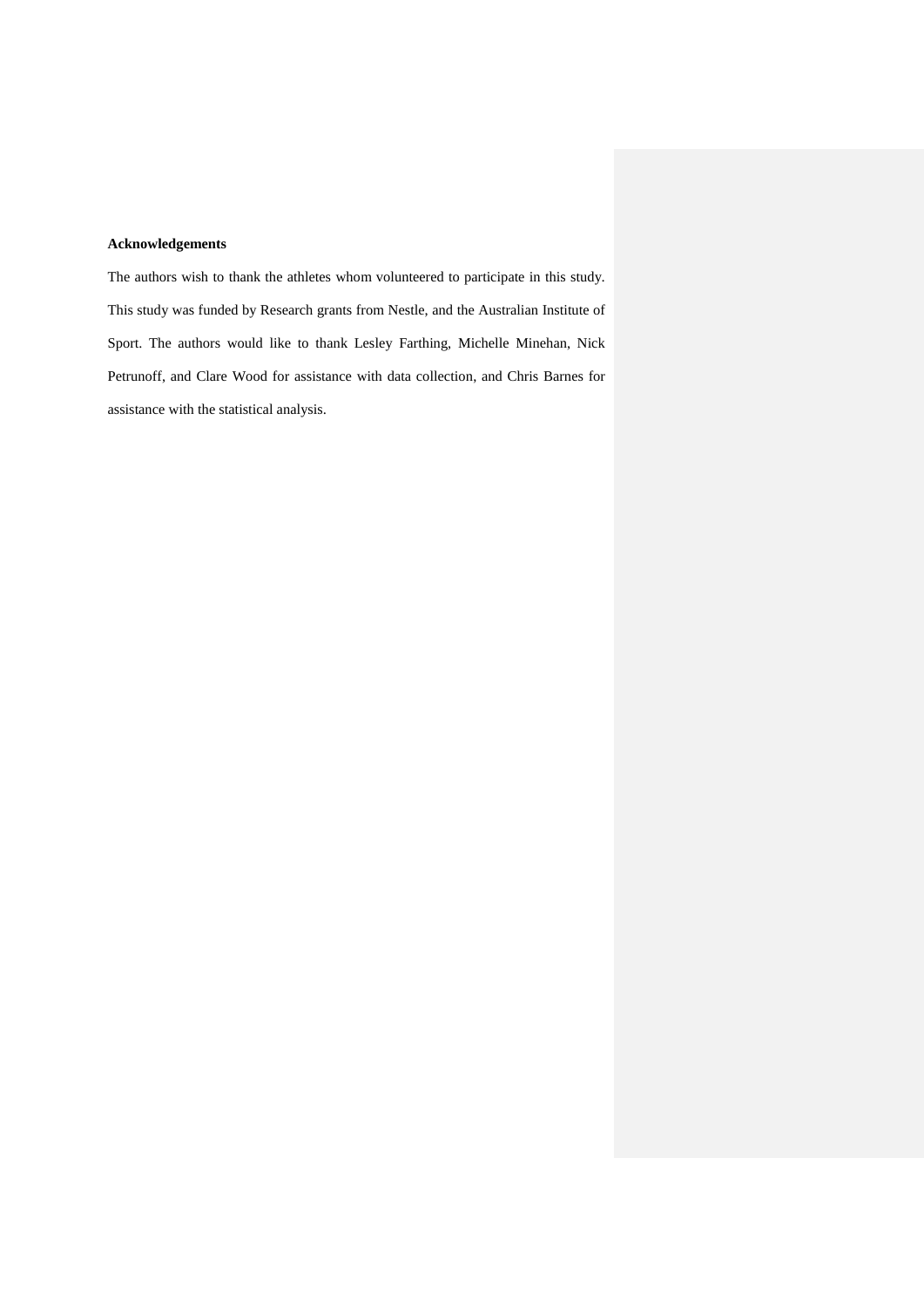**Acknowledgements**

The authors wish to thank the athletes whom volunteered to participate in this study. This study was funded by Research grants from Nestle, and the Australian Institute of Sport. The authors would like to thank Lesley Farthing, Michelle Minehan, Nick Petrunoff, and Clare Wood for assistance with data collection, and Chris Barnes for assistance with the statistical analysis.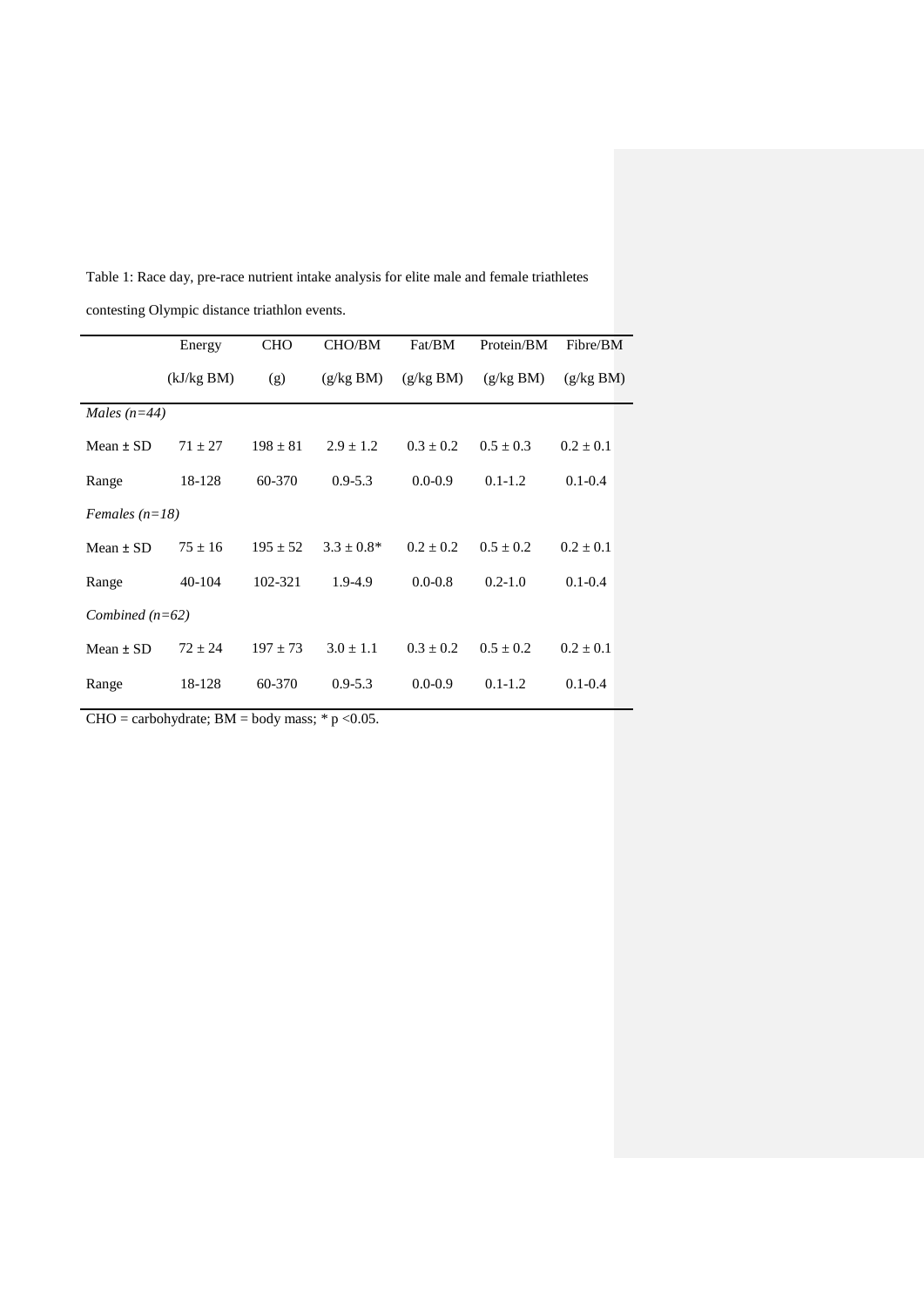Table 1: Race day, pre-race nutrient intake analysis for elite male and female triathletes contesting Olympic distance triathlon events.

| | Energy (kJ/kg BM) | CHO (g) | CHO/BM (g/kg BM) | Fat/BM (g/kg BM) | Protein/BM (g/kg BM) | Fibre/BM (g/kg BM) |
|---|---|---|---|---|---|---|
| *Males (n=44)* | | | | | | |
| Mean ± SD | 71 ± 27 | 198 ± 81 | 2.9 ± 1.2 | 0.3 ± 0.2 | 0.5 ± 0.3 | 0.2 ± 0.1 |
| Range | 18-128 | 60-370 | 0.9-5.3 | 0.0-0.9 | 0.1-1.2 | 0.1-0.4 |
| *Females (n=18)* | | | | | | |
| Mean ± SD | 75 ± 16 | 195 ± 52 | 3.3 ± 0.8* | 0.2 ± 0.2 | 0.5 ± 0.2 | 0.2 ± 0.1 |
| Range | 40-104 | 102-321 | 1.9-4.9 | 0.0-0.8 | 0.2-1.0 | 0.1-0.4 |
| *Combined (n=62)* | | | | | | |
| Mean ± SD | 72 ± 24 | 197 ± 73 | 3.0 ± 1.1 | 0.3 ± 0.2 | 0.5 ± 0.2 | 0.2 ± 0.1 |
| Range | 18-128 | 60-370 | 0.9-5.3 | 0.0-0.9 | 0.1-1.2 | 0.1-0.4 |

CHO = carbohydrate; BM = body mass; * $p < 0.05$.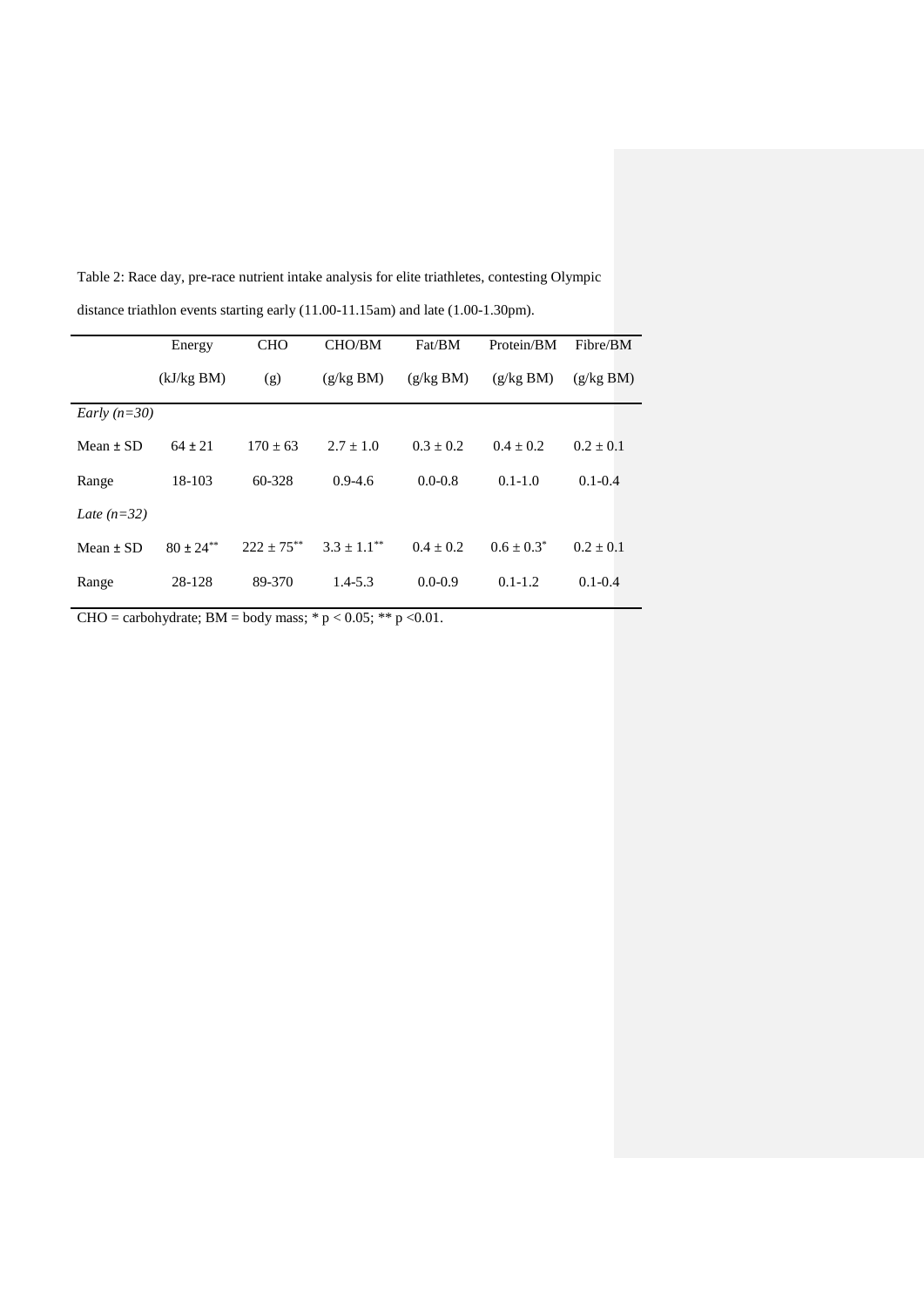Table 2: Race day, pre-race nutrient intake analysis for elite triathletes, contesting Olympic distance triathlon events starting early (11.00-11.15am) and late (1.00-1.30pm).

| | Energy (kJ/kg BM) | CHO (g) | CHO/BM (g/kg BM) | Fat/BM (g/kg BM) | Protein/BM (g/kg BM) | Fibre/BM (g/kg BM) |
|---|---|---|---|---|---|---|
| *Early (n=30)* | | | | | | |
| Mean ± SD | 64 ± 21 | 170 ± 63 | 2.7 ± 1.0 | 0.3 ± 0.2 | 0.4 ± 0.2 | 0.2 ± 0.1 |
| Range | 18-103 | 60-328 | 0.9-4.6 | 0.0-0.8 | 0.1-1.0 | 0.1-0.4 |
| *Late (n=32)* | | | | | | |
| Mean ± SD | 80 ± 24** | 222 ± 75** | 3.3 ± 1.1** | 0.4 ± 0.2 | 0.6 ± 0.3* | 0.2 ± 0.1 |
| Range | 28-128 | 89-370 | 1.4-5.3 | 0.0-0.9 | 0.1-1.2 | 0.1-0.4 |

CHO = carbohydrate; BM = body mass; * $p < 0.05$; ** $p < 0.01$.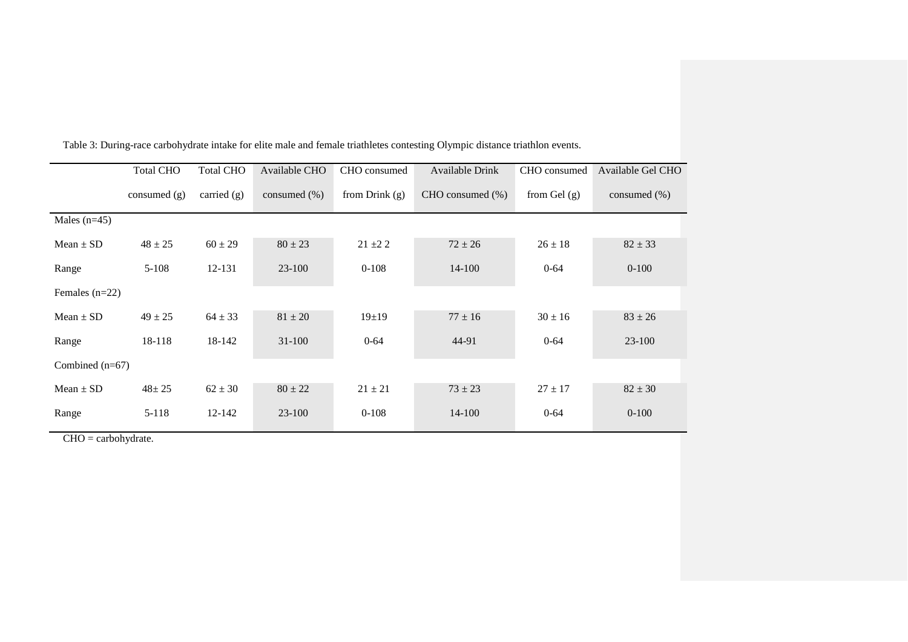Table 3: During-race carbohydrate intake for elite male and female triathletes contesting Olympic distance triathlon events.

| | Total CHO consumed (g) | Total CHO carried (g) | Available CHO consumed (%) | CHO consumed from Drink (g) | Available Drink CHO consumed (%) | CHO consumed from Gel (g) | Available Gel CHO consumed (%) |
|---|---|---|---|---|---|---|---|
| Males (n=45) | | | | | | | |
| Mean ± SD | 48 ± 25 | 60 ± 29 | 80 ± 23 | 21 ±2 2 | 72 ± 26 | 26 ± 18 | 82 ± 33 |
| Range | 5-108 | 12-131 | 23-100 | 0-108 | 14-100 | 0-64 | 0-100 |
| Females (n=22) | | | | | | | |
| Mean ± SD | 49 ± 25 | 64 ± 33 | 81 ± 20 | 19±19 | 77 ± 16 | 30 ± 16 | 83 ± 26 |
| Range | 18-118 | 18-142 | 31-100 | 0-64 | 44-91 | 0-64 | 23-100 |
| Combined (n=67) | | | | | | | |
| Mean ± SD | 48± 25 | 62 ± 30 | 80 ± 22 | 21 ± 21 | 73 ± 23 | 27 ± 17 | 82 ± 30 |
| Range | 5-118 | 12-142 | 23-100 | 0-108 | 14-100 | 0-64 | 0-100 |

CHO = carbohydrate.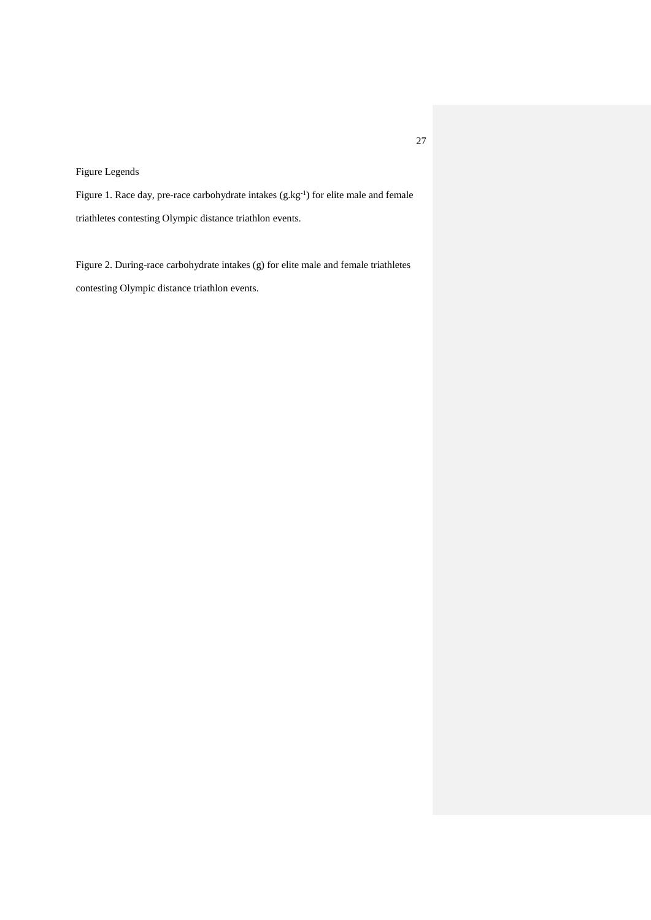Figure Legends

Figure 1. Race day, pre-race carbohydrate intakes ($g.kg^{-1}$) for elite male and female triathletes contesting Olympic distance triathlon events.

Figure 2. During-race carbohydrate intakes (g) for elite male and female triathletes contesting Olympic distance triathlon events.